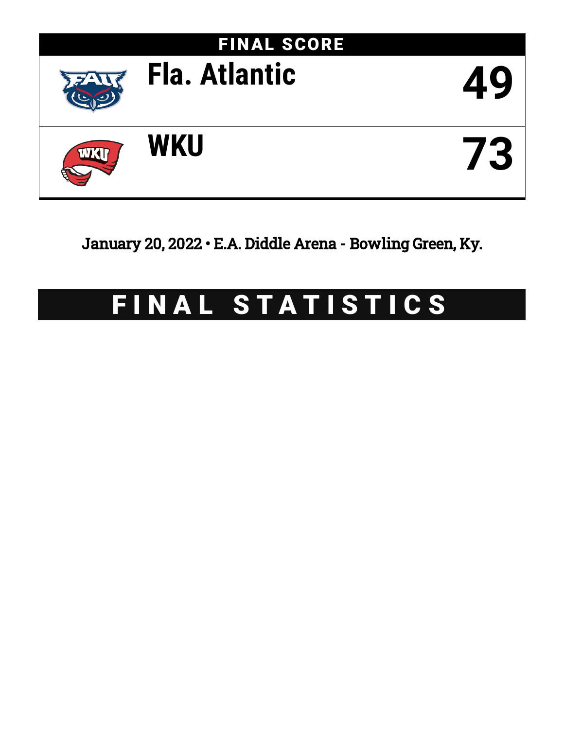# FINAL SCORE

| Team | Score |
| --- | --- |
| Fla. Atlantic | 49 |
| WKU | 73 |

January 20, 2022 • E.A. Diddle Arena - Bowling Green, Ky.

# FINAL STATISTICS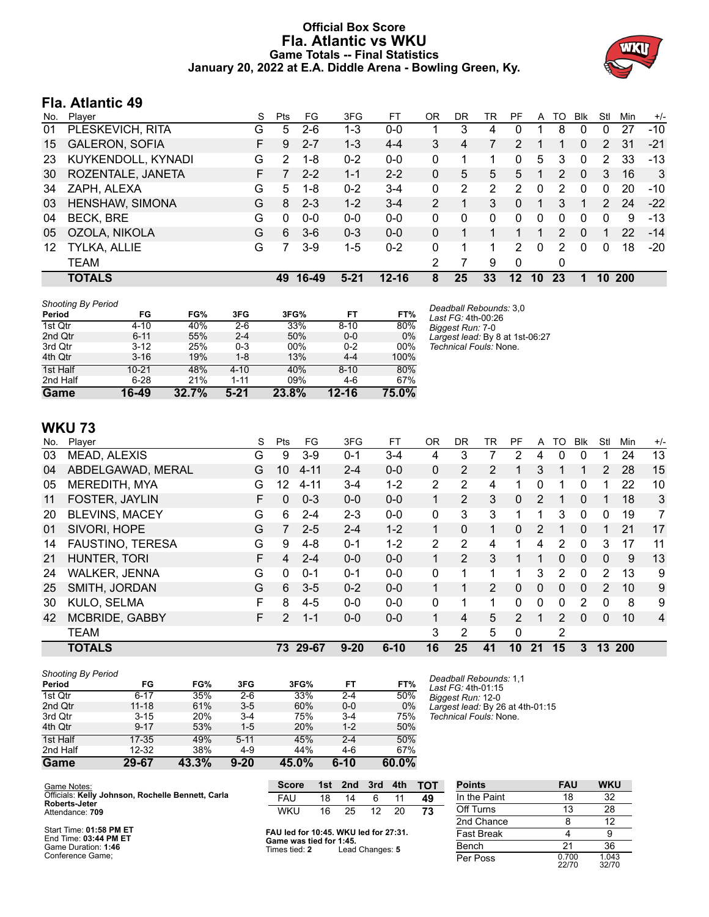# Official Box Score
# Fla. Atlantic vs WKU
## Game Totals -- Final Statistics
## January 20, 2022 at E.A. Diddle Arena - Bowling Green, Ky.

## Fla. Atlantic 49

| No. | Player | S | Pts | FG | 3FG | FT | OR | DR | TR | PF | A | TO | Blk | Stl | Min | +/- |
|---|---|---|---|---|---|---|---|---|---|---|---|---|---|---|---|---|
| 01 | PLESKEVICH, RITA | G | 5 | 2-6 | 1-3 | 0-0 | 1 | 3 | 4 | 0 | 1 | 8 | 0 | 0 | 27 | -10 |
| 15 | GALERON, SOFIA | F | 9 | 2-7 | 1-3 | 4-4 | 3 | 4 | 7 | 2 | 1 | 1 | 0 | 2 | 31 | -21 |
| 23 | KUYKENDOLL, KYNADI | G | 2 | 1-8 | 0-2 | 0-0 | 0 | 1 | 1 | 0 | 5 | 3 | 0 | 2 | 33 | -13 |
| 30 | ROZENTALE, JANETA | F | 7 | 2-2 | 1-1 | 2-2 | 0 | 5 | 5 | 5 | 1 | 2 | 0 | 3 | 16 | 3 |
| 34 | ZAPH, ALEXA | G | 5 | 1-8 | 0-2 | 3-4 | 0 | 2 | 2 | 2 | 0 | 2 | 0 | 0 | 20 | -10 |
| 03 | HENSHAW, SIMONA | G | 8 | 2-3 | 1-2 | 3-4 | 2 | 1 | 3 | 0 | 1 | 3 | 1 | 2 | 24 | -22 |
| 04 | BECK, BRE | G | 0 | 0-0 | 0-0 | 0-0 | 0 | 0 | 0 | 0 | 0 | 0 | 0 | 0 | 9 | -13 |
| 05 | OZOLA, NIKOLA | G | 6 | 3-6 | 0-3 | 0-0 | 0 | 1 | 1 | 1 | 1 | 2 | 0 | 1 | 22 | -14 |
| 12 | TYLKA, ALLIE | G | 7 | 3-9 | 1-5 | 0-2 | 0 | 1 | 1 | 2 | 0 | 2 | 0 | 0 | 18 | -20 |
| | TEAM | | | | | | 2 | 7 | 9 | 0 | | 0 | | | | |
| | **TOTALS** | | **49** | **16-49** | **5-21** | **12-16** | **8** | **25** | **33** | **12** | **10** | **23** | **1** | **10** | **200** | |

*Shooting By Period*

| Period | FG | FG% | 3FG | 3FG% | FT | FT% |
|---|---|---|---|---|---|---|
| 1st Qtr | 4-10 | 40% | 2-6 | 33% | 8-10 | 80% |
| 2nd Qtr | 6-11 | 55% | 2-4 | 50% | 0-0 | 0% |
| 3rd Qtr | 3-12 | 25% | 0-3 | 00% | 0-2 | 00% |
| 4th Qtr | 3-16 | 19% | 1-8 | 13% | 4-4 | 100% |
| 1st Half | 10-21 | 48% | 4-10 | 40% | 8-10 | 80% |
| 2nd Half | 6-28 | 21% | 1-11 | 09% | 4-6 | 67% |
| **Game** | **16-49** | **32.7%** | **5-21** | **23.8%** | **12-16** | **75.0%** |

*Deadball Rebounds:* 3,0
*Last FG:* 4th-00:26
*Biggest Run:* 7-0
*Largest lead:* By 8 at 1st-06:27
*Technical Fouls:* None.

## WKU 73

| No. | Player | S | Pts | FG | 3FG | FT | OR | DR | TR | PF | A | TO | Blk | Stl | Min | +/- |
|---|---|---|---|---|---|---|---|---|---|---|---|---|---|---|---|---|
| 03 | MEAD, ALEXIS | G | 9 | 3-9 | 0-1 | 3-4 | 4 | 3 | 7 | 2 | 4 | 0 | 0 | 1 | 24 | 13 |
| 04 | ABDELGAWAD, MERAL | G | 10 | 4-11 | 2-4 | 0-0 | 0 | 2 | 2 | 1 | 3 | 1 | 1 | 2 | 28 | 15 |
| 05 | MEREDITH, MYA | G | 12 | 4-11 | 3-4 | 1-2 | 2 | 2 | 4 | 1 | 0 | 1 | 0 | 1 | 22 | 10 |
| 11 | FOSTER, JAYLIN | F | 0 | 0-3 | 0-0 | 0-0 | 1 | 2 | 3 | 0 | 2 | 1 | 0 | 1 | 18 | 3 |
| 20 | BLEVINS, MACEY | G | 6 | 2-4 | 2-3 | 0-0 | 0 | 3 | 3 | 1 | 1 | 3 | 0 | 0 | 19 | 7 |
| 01 | SIVORI, HOPE | G | 7 | 2-5 | 2-4 | 1-2 | 1 | 0 | 1 | 0 | 2 | 1 | 0 | 1 | 21 | 17 |
| 14 | FAUSTINO, TERESA | G | 9 | 4-8 | 0-1 | 1-2 | 2 | 2 | 4 | 1 | 4 | 2 | 0 | 3 | 17 | 11 |
| 21 | HUNTER, TORI | F | 4 | 2-4 | 0-0 | 0-0 | 1 | 2 | 3 | 1 | 1 | 0 | 0 | 0 | 9 | 13 |
| 24 | WALKER, JENNA | G | 0 | 0-1 | 0-1 | 0-0 | 0 | 1 | 1 | 1 | 3 | 2 | 0 | 2 | 13 | 9 |
| 25 | SMITH, JORDAN | G | 6 | 3-5 | 0-2 | 0-0 | 1 | 1 | 2 | 0 | 0 | 0 | 0 | 2 | 10 | 9 |
| 30 | KULO, SELMA | F | 8 | 4-5 | 0-0 | 0-0 | 0 | 1 | 1 | 0 | 0 | 0 | 2 | 0 | 8 | 9 |
| 42 | MCBRIDE, GABBY | F | 2 | 1-1 | 0-0 | 0-0 | 1 | 4 | 5 | 2 | 1 | 2 | 0 | 0 | 10 | 4 |
| | TEAM | | | | | | 3 | 2 | 5 | 0 | | 2 | | | | |
| | **TOTALS** | | **73** | **29-67** | **9-20** | **6-10** | **16** | **25** | **41** | **10** | **21** | **15** | **3** | **13** | **200** | |

*Shooting By Period*

| Period | FG | FG% | 3FG | 3FG% | FT | FT% |
|---|---|---|---|---|---|---|
| 1st Qtr | 6-17 | 35% | 2-6 | 33% | 2-4 | 50% |
| 2nd Qtr | 11-18 | 61% | 3-5 | 60% | 0-0 | 0% |
| 3rd Qtr | 3-15 | 20% | 3-4 | 75% | 3-4 | 75% |
| 4th Qtr | 9-17 | 53% | 1-5 | 20% | 1-2 | 50% |
| 1st Half | 17-35 | 49% | 5-11 | 45% | 2-4 | 50% |
| 2nd Half | 12-32 | 38% | 4-9 | 44% | 4-6 | 67% |
| **Game** | **29-67** | **43.3%** | **9-20** | **45.0%** | **6-10** | **60.0%** |

*Deadball Rebounds:* 1,1
*Last FG:* 4th-01:15
*Biggest Run:* 12-0
*Largest lead:* By 26 at 4th-01:15
*Technical Fouls:* None.

Game Notes:
Officials: **Kelly Johnson, Rochelle Bennett, Carla Roberts-Jeter**
Attendance: **709**

Start Time: **01:58 PM ET**
End Time: **03:44 PM ET**
Game Duration: **1:46**
Conference Game;

| Score | 1st | 2nd | 3rd | 4th | TOT |
|---|---|---|---|---|---|
| FAU | 18 | 14 | 6 | 11 | **49** |
| WKU | 16 | 25 | 12 | 20 | **73** |

**FAU led for 10:45. WKU led for 27:31. Game was tied for 1:45.**
Times tied: **2** Lead Changes: **5**

| Points | FAU | WKU |
|---|---|---|
| In the Paint | 18 | 32 |
| Off Turns | 13 | 28 |
| 2nd Chance | 8 | 12 |
| Fast Break | 4 | 9 |
| Bench | 21 | 36 |
| Per Poss | 0.700 22/70 | 1.043 32/70 |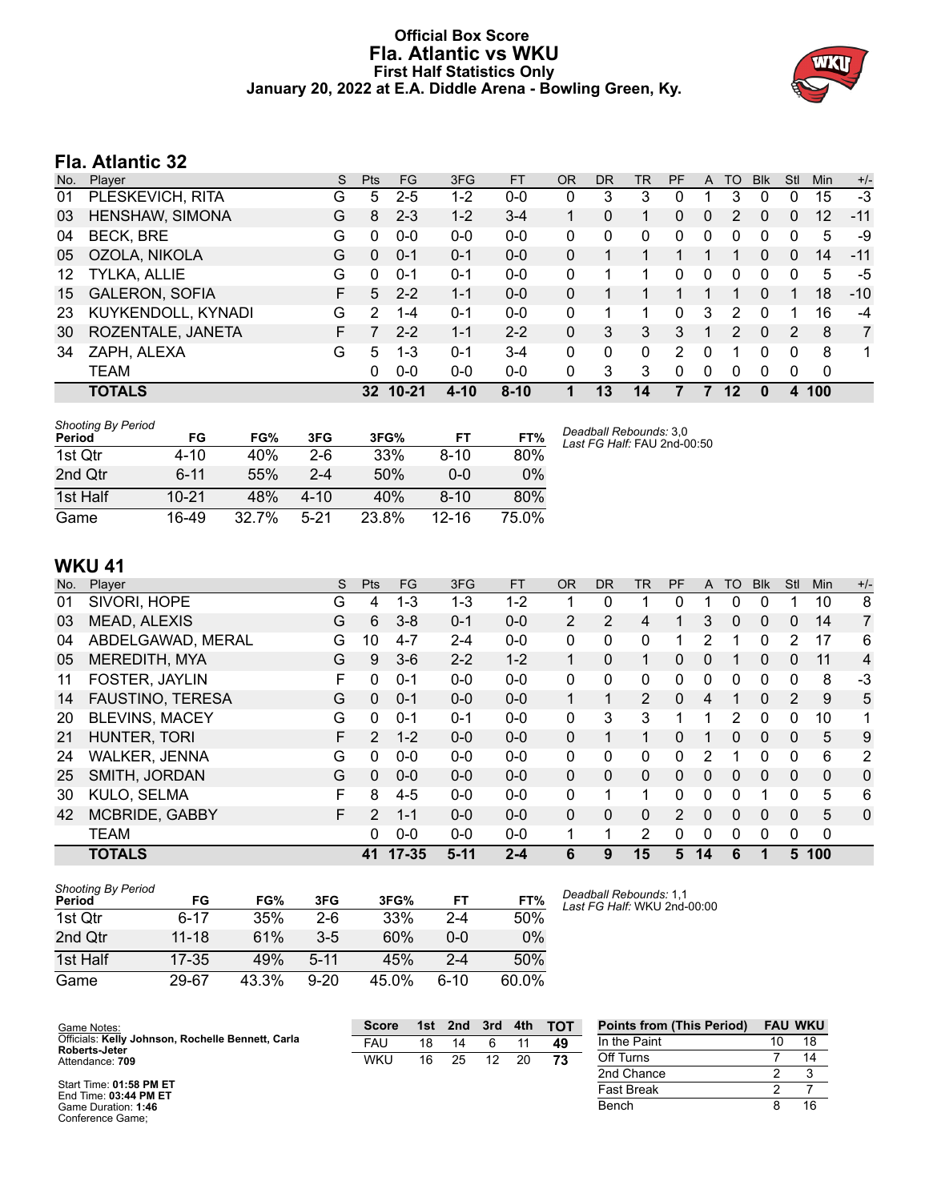# Official Box Score
# Fla. Atlantic vs WKU
## First Half Statistics Only
### January 20, 2022 at E.A. Diddle Arena - Bowling Green, Ky.

## Fla. Atlantic 32

| No. | Player | S | Pts | FG | 3FG | FT | OR | DR | TR | PF | A | TO | Blk | Stl | Min | +/- |
|---|---|---|---|---|---|---|---|---|---|---|---|---|---|---|---|---|
| 01 | PLESKEVICH, RITA | G | 5 | 2-5 | 1-2 | 0-0 | 0 | 3 | 3 | 0 | 1 | 3 | 0 | 0 | 15 | -3 |
| 03 | HENSHAW, SIMONA | G | 8 | 2-3 | 1-2 | 3-4 | 1 | 0 | 1 | 0 | 0 | 2 | 0 | 0 | 12 | -11 |
| 04 | BECK, BRE | G | 0 | 0-0 | 0-0 | 0-0 | 0 | 0 | 0 | 0 | 0 | 0 | 0 | 0 | 5 | -9 |
| 05 | OZOLA, NIKOLA | G | 0 | 0-1 | 0-1 | 0-0 | 0 | 1 | 1 | 1 | 1 | 1 | 0 | 0 | 14 | -11 |
| 12 | TYLKA, ALLIE | G | 0 | 0-1 | 0-1 | 0-0 | 0 | 1 | 1 | 0 | 0 | 0 | 0 | 0 | 5 | -5 |
| 15 | GALERON, SOFIA | F | 5 | 2-2 | 1-1 | 0-0 | 0 | 1 | 1 | 1 | 1 | 1 | 0 | 1 | 18 | -10 |
| 23 | KUYKENDOLL, KYNADI | G | 2 | 1-4 | 0-1 | 0-0 | 0 | 1 | 1 | 0 | 3 | 2 | 0 | 1 | 16 | -4 |
| 30 | ROZENTALE, JANETA | F | 7 | 2-2 | 1-1 | 2-2 | 0 | 3 | 3 | 3 | 1 | 2 | 0 | 2 | 8 | 7 |
| 34 | ZAPH, ALEXA | G | 5 | 1-3 | 0-1 | 3-4 | 0 | 0 | 0 | 2 | 0 | 1 | 0 | 0 | 8 | 1 |
| | TEAM | | 0 | 0-0 | 0-0 | 0-0 | 0 | 3 | 3 | 0 | 0 | 0 | 0 | 0 | 0 | |
| | **TOTALS** | | **32** | **10-21** | **4-10** | **8-10** | **1** | **13** | **14** | **7** | **7** | **12** | **0** | **4** | **100** | |

*Shooting By Period*

| Period | FG | FG% | 3FG | 3FG% | FT | FT% |
|---|---|---|---|---|---|---|
| 1st Qtr | 4-10 | 40% | 2-6 | 33% | 8-10 | 80% |
| 2nd Qtr | 6-11 | 55% | 2-4 | 50% | 0-0 | 0% |
| 1st Half | 10-21 | 48% | 4-10 | 40% | 8-10 | 80% |
| Game | 16-49 | 32.7% | 5-21 | 23.8% | 12-16 | 75.0% |

*Deadball Rebounds:* 3,0
*Last FG Half:* FAU 2nd-00:50

## WKU 41

| No. | Player | S | Pts | FG | 3FG | FT | OR | DR | TR | PF | A | TO | Blk | Stl | Min | +/- |
|---|---|---|---|---|---|---|---|---|---|---|---|---|---|---|---|---|
| 01 | SIVORI, HOPE | G | 4 | 1-3 | 1-3 | 1-2 | 1 | 0 | 1 | 0 | 1 | 0 | 0 | 1 | 10 | 8 |
| 03 | MEAD, ALEXIS | G | 6 | 3-8 | 0-1 | 0-0 | 2 | 2 | 4 | 1 | 3 | 0 | 0 | 0 | 14 | 7 |
| 04 | ABDELGAWAD, MERAL | G | 10 | 4-7 | 2-4 | 0-0 | 0 | 0 | 0 | 1 | 2 | 1 | 0 | 2 | 17 | 6 |
| 05 | MEREDITH, MYA | G | 9 | 3-6 | 2-2 | 1-2 | 1 | 0 | 1 | 0 | 0 | 1 | 0 | 0 | 11 | 4 |
| 11 | FOSTER, JAYLIN | F | 0 | 0-1 | 0-0 | 0-0 | 0 | 0 | 0 | 0 | 0 | 0 | 0 | 0 | 8 | -3 |
| 14 | FAUSTINO, TERESA | G | 0 | 0-1 | 0-0 | 0-0 | 1 | 1 | 2 | 0 | 4 | 1 | 0 | 2 | 9 | 5 |
| 20 | BLEVINS, MACEY | G | 0 | 0-1 | 0-1 | 0-0 | 0 | 3 | 3 | 1 | 1 | 2 | 0 | 0 | 10 | 1 |
| 21 | HUNTER, TORI | F | 2 | 1-2 | 0-0 | 0-0 | 0 | 1 | 1 | 0 | 1 | 0 | 0 | 0 | 5 | 9 |
| 24 | WALKER, JENNA | G | 0 | 0-0 | 0-0 | 0-0 | 0 | 0 | 0 | 0 | 2 | 1 | 0 | 0 | 6 | 2 |
| 25 | SMITH, JORDAN | G | 0 | 0-0 | 0-0 | 0-0 | 0 | 0 | 0 | 0 | 0 | 0 | 0 | 0 | 0 | 0 |
| 30 | KULO, SELMA | F | 8 | 4-5 | 0-0 | 0-0 | 0 | 1 | 1 | 0 | 0 | 0 | 1 | 0 | 5 | 6 |
| 42 | MCBRIDE, GABBY | F | 2 | 1-1 | 0-0 | 0-0 | 0 | 0 | 0 | 2 | 0 | 0 | 0 | 0 | 5 | 0 |
| | TEAM | | 0 | 0-0 | 0-0 | 0-0 | 1 | 1 | 2 | 0 | 0 | 0 | 0 | 0 | 0 | |
| | **TOTALS** | | **41** | **17-35** | **5-11** | **2-4** | **6** | **9** | **15** | **5** | **14** | **6** | **1** | **5** | **100** | |

*Shooting By Period*

| Period | FG | FG% | 3FG | 3FG% | FT | FT% |
|---|---|---|---|---|---|---|
| 1st Qtr | 6-17 | 35% | 2-6 | 33% | 2-4 | 50% |
| 2nd Qtr | 11-18 | 61% | 3-5 | 60% | 0-0 | 0% |
| 1st Half | 17-35 | 49% | 5-11 | 45% | 2-4 | 50% |
| Game | 29-67 | 43.3% | 9-20 | 45.0% | 6-10 | 60.0% |

*Deadball Rebounds:* 1,1
*Last FG Half:* WKU 2nd-00:00

Game Notes:
Officials: **Kelly Johnson, Rochelle Bennett, Carla Roberts-Jeter**
Attendance: **709**

Start Time: **01:58 PM ET**
End Time: **03:44 PM ET**
Game Duration: **1:46**
Conference Game;

| Score | 1st | 2nd | 3rd | 4th | TOT |
|---|---|---|---|---|---|
| FAU | 18 | 14 | 6 | 11 | 49 |
| WKU | 16 | 25 | 12 | 20 | 73 |

| Points from (This Period) | FAU | WKU |
|---|---|---|
| In the Paint | 10 | 18 |
| Off Turns | 7 | 14 |
| 2nd Chance | 2 | 3 |
| Fast Break | 2 | 7 |
| Bench | 8 | 16 |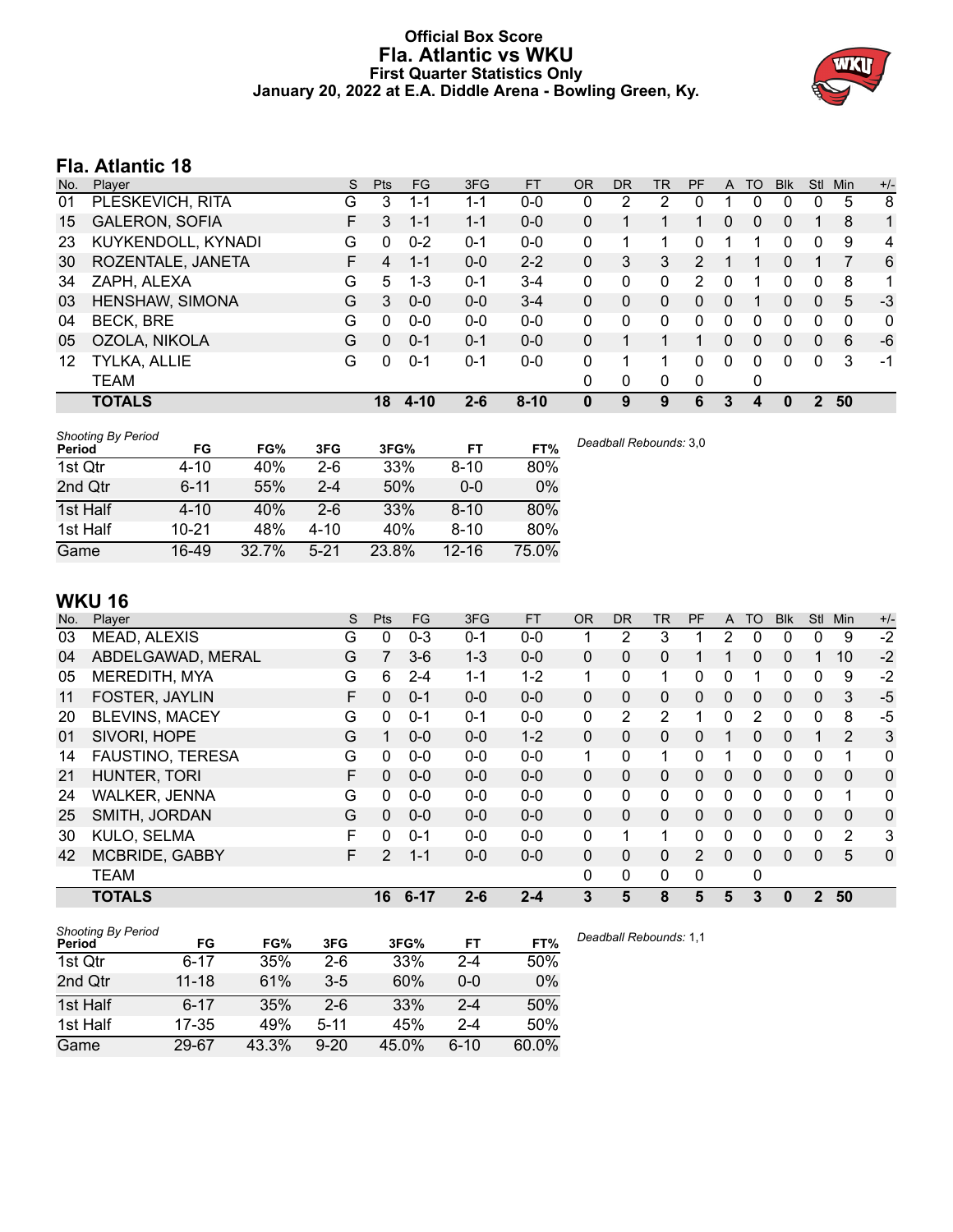# Official Box Score
## Fla. Atlantic vs WKU
### First Quarter Statistics Only
### January 20, 2022 at E.A. Diddle Arena - Bowling Green, Ky.

## Fla. Atlantic 18

| No. | Player | S | Pts | FG | 3FG | FT | OR | DR | TR | PF | A | TO | Blk | Stl | Min | +/- |
|---|---|---|---|---|---|---|---|---|---|---|---|---|---|---|---|---|
| 01 | PLESKEVICH, RITA | G | 3 | 1-1 | 1-1 | 0-0 | 0 | 2 | 2 | 0 | 1 | 0 | 0 | 0 | 5 | 8 |
| 15 | GALERON, SOFIA | F | 3 | 1-1 | 1-1 | 0-0 | 0 | 1 | 1 | 1 | 0 | 0 | 0 | 1 | 8 | 1 |
| 23 | KUYKENDOLL, KYNADI | G | 0 | 0-2 | 0-1 | 0-0 | 0 | 1 | 1 | 0 | 1 | 1 | 0 | 0 | 9 | 4 |
| 30 | ROZENTALE, JANETA | F | 4 | 1-1 | 0-0 | 2-2 | 0 | 3 | 3 | 2 | 1 | 1 | 0 | 1 | 7 | 6 |
| 34 | ZAPH, ALEXA | G | 5 | 1-3 | 0-1 | 3-4 | 0 | 0 | 0 | 2 | 0 | 1 | 0 | 0 | 8 | 1 |
| 03 | HENSHAW, SIMONA | G | 3 | 0-0 | 0-0 | 3-4 | 0 | 0 | 0 | 0 | 0 | 1 | 0 | 0 | 5 | -3 |
| 04 | BECK, BRE | G | 0 | 0-0 | 0-0 | 0-0 | 0 | 0 | 0 | 0 | 0 | 0 | 0 | 0 | 0 | 0 |
| 05 | OZOLA, NIKOLA | G | 0 | 0-1 | 0-1 | 0-0 | 0 | 1 | 1 | 1 | 0 | 0 | 0 | 0 | 6 | -6 |
| 12 | TYLKA, ALLIE | G | 0 | 0-1 | 0-1 | 0-0 | 0 | 1 | 1 | 0 | 0 | 0 | 0 | 0 | 3 | -1 |
| | TEAM | | | | | | 0 | 0 | 0 | 0 | | 0 | | | | |
| | **TOTALS** | | **18** | **4-10** | **2-6** | **8-10** | **0** | **9** | **9** | **6** | **3** | **4** | **0** | **2** | **50** | |

*Shooting By Period*

| Period | FG | FG% | 3FG | 3FG% | FT | FT% |
|---|---|---|---|---|---|---|
| 1st Qtr | 4-10 | 40% | 2-6 | 33% | 8-10 | 80% |
| 2nd Qtr | 6-11 | 55% | 2-4 | 50% | 0-0 | 0% |
| 1st Half | 4-10 | 40% | 2-6 | 33% | 8-10 | 80% |
| 1st Half | 10-21 | 48% | 4-10 | 40% | 8-10 | 80% |
| Game | 16-49 | 32.7% | 5-21 | 23.8% | 12-16 | 75.0% |

*Deadball Rebounds:* 3,0

## WKU 16

| No. | Player | S | Pts | FG | 3FG | FT | OR | DR | TR | PF | A | TO | Blk | Stl | Min | +/- |
|---|---|---|---|---|---|---|---|---|---|---|---|---|---|---|---|---|
| 03 | MEAD, ALEXIS | G | 0 | 0-3 | 0-1 | 0-0 | 1 | 2 | 3 | 1 | 2 | 0 | 0 | 0 | 9 | -2 |
| 04 | ABDELGAWAD, MERAL | G | 7 | 3-6 | 1-3 | 0-0 | 0 | 0 | 0 | 1 | 1 | 0 | 0 | 1 | 10 | -2 |
| 05 | MEREDITH, MYA | G | 6 | 2-4 | 1-1 | 1-2 | 1 | 0 | 1 | 0 | 0 | 1 | 0 | 0 | 9 | -2 |
| 11 | FOSTER, JAYLIN | F | 0 | 0-1 | 0-0 | 0-0 | 0 | 0 | 0 | 0 | 0 | 0 | 0 | 0 | 3 | -5 |
| 20 | BLEVINS, MACEY | G | 0 | 0-1 | 0-1 | 0-0 | 0 | 2 | 2 | 1 | 0 | 2 | 0 | 0 | 8 | -5 |
| 01 | SIVORI, HOPE | G | 1 | 0-0 | 0-0 | 1-2 | 0 | 0 | 0 | 0 | 1 | 0 | 0 | 1 | 2 | 3 |
| 14 | FAUSTINO, TERESA | G | 0 | 0-0 | 0-0 | 0-0 | 1 | 0 | 1 | 0 | 1 | 0 | 0 | 0 | 1 | 0 |
| 21 | HUNTER, TORI | F | 0 | 0-0 | 0-0 | 0-0 | 0 | 0 | 0 | 0 | 0 | 0 | 0 | 0 | 0 | 0 |
| 24 | WALKER, JENNA | G | 0 | 0-0 | 0-0 | 0-0 | 0 | 0 | 0 | 0 | 0 | 0 | 0 | 0 | 1 | 0 |
| 25 | SMITH, JORDAN | G | 0 | 0-0 | 0-0 | 0-0 | 0 | 0 | 0 | 0 | 0 | 0 | 0 | 0 | 0 | 0 |
| 30 | KULO, SELMA | F | 0 | 0-1 | 0-0 | 0-0 | 0 | 1 | 1 | 0 | 0 | 0 | 0 | 0 | 2 | 3 |
| 42 | MCBRIDE, GABBY | F | 2 | 1-1 | 0-0 | 0-0 | 0 | 0 | 0 | 2 | 0 | 0 | 0 | 0 | 5 | 0 |
| | TEAM | | | | | | 0 | 0 | 0 | 0 | | 0 | | | | |
| | **TOTALS** | | **16** | **6-17** | **2-6** | **2-4** | **3** | **5** | **8** | **5** | **5** | **3** | **0** | **2** | **50** | |

*Shooting By Period*

| Period | FG | FG% | 3FG | 3FG% | FT | FT% |
|---|---|---|---|---|---|---|
| 1st Qtr | 6-17 | 35% | 2-6 | 33% | 2-4 | 50% |
| 2nd Qtr | 11-18 | 61% | 3-5 | 60% | 0-0 | 0% |
| 1st Half | 6-17 | 35% | 2-6 | 33% | 2-4 | 50% |
| 1st Half | 17-35 | 49% | 5-11 | 45% | 2-4 | 50% |
| Game | 29-67 | 43.3% | 9-20 | 45.0% | 6-10 | 60.0% |

*Deadball Rebounds:* 1,1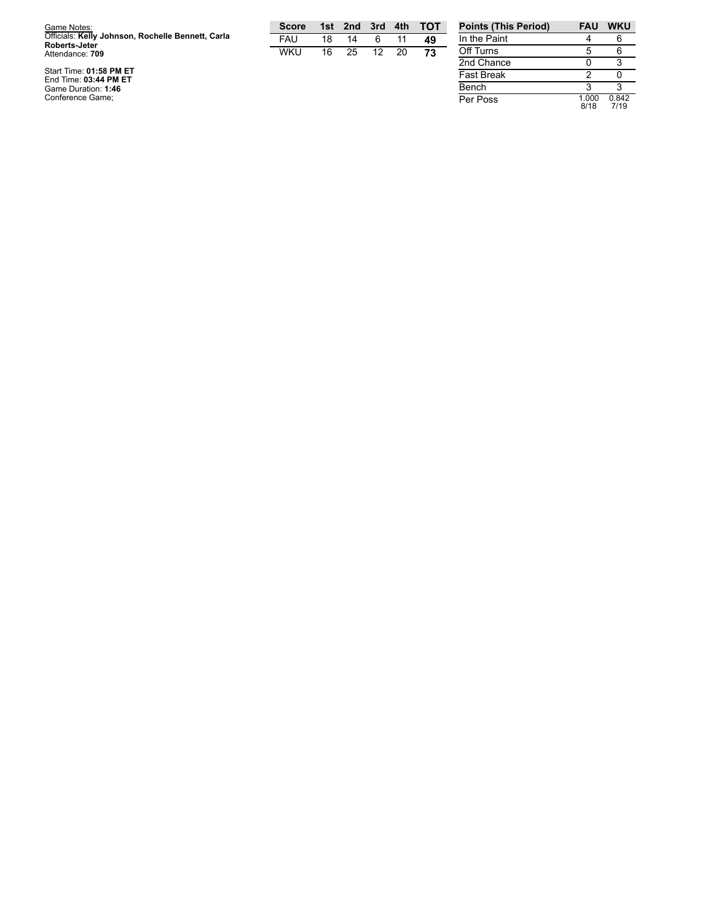Game Notes:
Officials: **Kelly Johnson, Rochelle Bennett, Carla Roberts-Jeter**
Attendance: **709**

Start Time: **01:58 PM ET**
End Time: **03:44 PM ET**
Game Duration: **1:46**
Conference Game;

| Score | 1st | 2nd | 3rd | 4th | TOT |
| --- | --- | --- | --- | --- | --- |
| FAU | 18 | 14 | 6 | 11 | **49** |
| WKU | 16 | 25 | 12 | 20 | **73** |

| Points (This Period) | FAU | WKU |
| --- | --- | --- |
| In the Paint | 4 | 6 |
| Off Turns | 5 | 6 |
| 2nd Chance | 0 | 3 |
| Fast Break | 2 | 0 |
| Bench | 3 | 3 |
| Per Poss | 1.000 8/18 | 0.842 7/19 |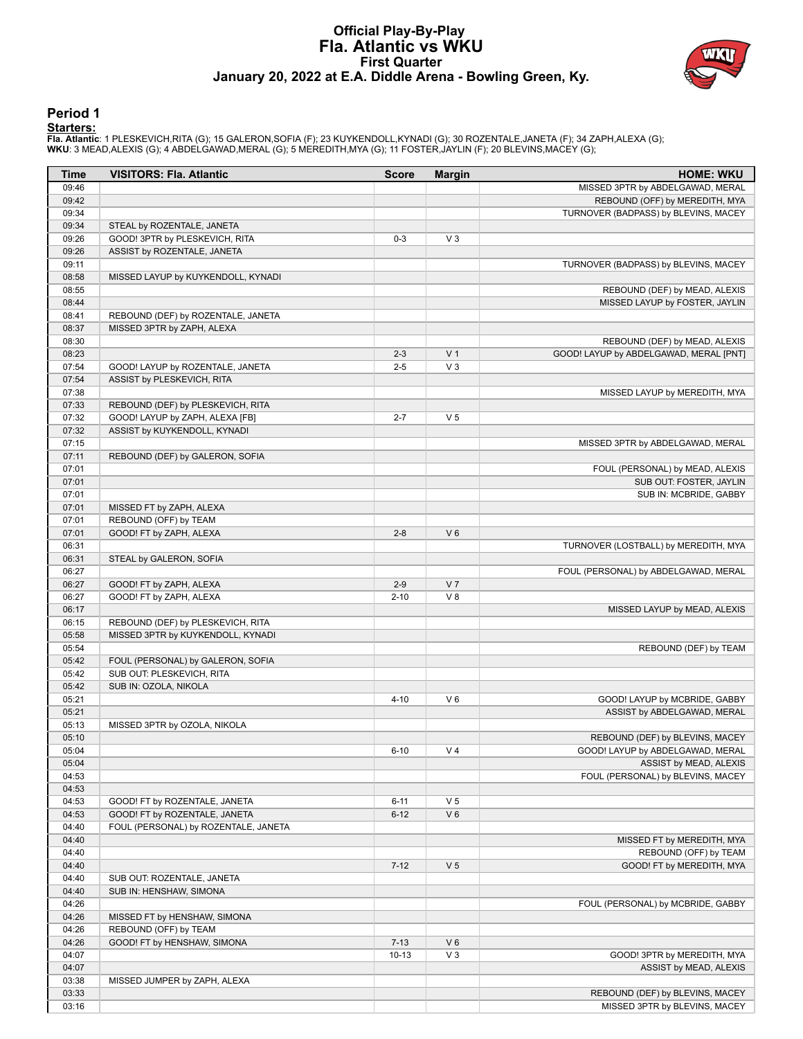# Official Play-By-Play
# Fla. Atlantic vs WKU
## First Quarter
### January 20, 2022 at E.A. Diddle Arena - Bowling Green, Ky.

## Period 1

**Starters:**

**Fla. Atlantic**: 1 PLESKEVICH,RITA (G); 15 GALERON,SOFIA (F); 23 KUYKENDOLL,KYNADI (G); 30 ROZENTALE,JANETA (F); 34 ZAPH,ALEXA (G);
**WKU**: 3 MEAD,ALEXIS (G); 4 ABDELGAWAD,MERAL (G); 5 MEREDITH,MYA (G); 11 FOSTER,JAYLIN (F); 20 BLEVINS,MACEY (G);

| Time | VISITORS: Fla. Atlantic | Score | Margin | HOME: WKU |
|---|---|---|---|---|
| 09:46 | | | | MISSED 3PTR by ABDELGAWAD, MERAL |
| 09:42 | | | | REBOUND (OFF) by MEREDITH, MYA |
| 09:34 | | | | TURNOVER (BADPASS) by BLEVINS, MACEY |
| 09:34 | STEAL by ROZENTALE, JANETA | | | |
| 09:26 | GOOD! 3PTR by PLESKEVICH, RITA | 0-3 | V 3 | |
| 09:26 | ASSIST by ROZENTALE, JANETA | | | |
| 09:11 | | | | TURNOVER (BADPASS) by BLEVINS, MACEY |
| 08:58 | MISSED LAYUP by KUYKENDOLL, KYNADI | | | |
| 08:55 | | | | REBOUND (DEF) by MEAD, ALEXIS |
| 08:44 | | | | MISSED LAYUP by FOSTER, JAYLIN |
| 08:41 | REBOUND (DEF) by ROZENTALE, JANETA | | | |
| 08:37 | MISSED 3PTR by ZAPH, ALEXA | | | |
| 08:30 | | | | REBOUND (DEF) by MEAD, ALEXIS |
| 08:23 | | 2-3 | V 1 | GOOD! LAYUP by ABDELGAWAD, MERAL [PNT] |
| 07:54 | GOOD! LAYUP by ROZENTALE, JANETA | 2-5 | V 3 | |
| 07:54 | ASSIST by PLESKEVICH, RITA | | | |
| 07:38 | | | | MISSED LAYUP by MEREDITH, MYA |
| 07:33 | REBOUND (DEF) by PLESKEVICH, RITA | | | |
| 07:32 | GOOD! LAYUP by ZAPH, ALEXA [FB] | 2-7 | V 5 | |
| 07:32 | ASSIST by KUYKENDOLL, KYNADI | | | |
| 07:15 | | | | MISSED 3PTR by ABDELGAWAD, MERAL |
| 07:11 | REBOUND (DEF) by GALERON, SOFIA | | | |
| 07:01 | | | | FOUL (PERSONAL) by MEAD, ALEXIS |
| 07:01 | | | | SUB OUT: FOSTER, JAYLIN |
| 07:01 | | | | SUB IN: MCBRIDE, GABBY |
| 07:01 | MISSED FT by ZAPH, ALEXA | | | |
| 07:01 | REBOUND (OFF) by TEAM | | | |
| 07:01 | GOOD! FT by ZAPH, ALEXA | 2-8 | V 6 | |
| 06:31 | | | | TURNOVER (LOSTBALL) by MEREDITH, MYA |
| 06:31 | STEAL by GALERON, SOFIA | | | |
| 06:27 | | | | FOUL (PERSONAL) by ABDELGAWAD, MERAL |
| 06:27 | GOOD! FT by ZAPH, ALEXA | 2-9 | V 7 | |
| 06:27 | GOOD! FT by ZAPH, ALEXA | 2-10 | V 8 | |
| 06:17 | | | | MISSED LAYUP by MEAD, ALEXIS |
| 06:15 | REBOUND (DEF) by PLESKEVICH, RITA | | | |
| 05:58 | MISSED 3PTR by KUYKENDOLL, KYNADI | | | |
| 05:54 | | | | REBOUND (DEF) by TEAM |
| 05:42 | FOUL (PERSONAL) by GALERON, SOFIA | | | |
| 05:42 | SUB OUT: PLESKEVICH, RITA | | | |
| 05:42 | SUB IN: OZOLA, NIKOLA | | | |
| 05:21 | | 4-10 | V 6 | GOOD! LAYUP by MCBRIDE, GABBY |
| 05:21 | | | | ASSIST by ABDELGAWAD, MERAL |
| 05:13 | MISSED 3PTR by OZOLA, NIKOLA | | | |
| 05:10 | | | | REBOUND (DEF) by BLEVINS, MACEY |
| 05:04 | | 6-10 | V 4 | GOOD! LAYUP by ABDELGAWAD, MERAL |
| 05:04 | | | | ASSIST by MEAD, ALEXIS |
| 04:53 | | | | FOUL (PERSONAL) by BLEVINS, MACEY |
| 04:53 | | | | |
| 04:53 | GOOD! FT by ROZENTALE, JANETA | 6-11 | V 5 | |
| 04:53 | GOOD! FT by ROZENTALE, JANETA | 6-12 | V 6 | |
| 04:40 | FOUL (PERSONAL) by ROZENTALE, JANETA | | | |
| 04:40 | | | | MISSED FT by MEREDITH, MYA |
| 04:40 | | | | REBOUND (OFF) by TEAM |
| 04:40 | | 7-12 | V 5 | GOOD! FT by MEREDITH, MYA |
| 04:40 | SUB OUT: ROZENTALE, JANETA | | | |
| 04:40 | SUB IN: HENSHAW, SIMONA | | | |
| 04:26 | | | | FOUL (PERSONAL) by MCBRIDE, GABBY |
| 04:26 | MISSED FT by HENSHAW, SIMONA | | | |
| 04:26 | REBOUND (OFF) by TEAM | | | |
| 04:26 | GOOD! FT by HENSHAW, SIMONA | 7-13 | V 6 | |
| 04:07 | | 10-13 | V 3 | GOOD! 3PTR by MEREDITH, MYA |
| 04:07 | | | | ASSIST by MEAD, ALEXIS |
| 03:38 | MISSED JUMPER by ZAPH, ALEXA | | | |
| 03:33 | | | | REBOUND (DEF) by BLEVINS, MACEY |
| 03:16 | | | | MISSED 3PTR by BLEVINS, MACEY |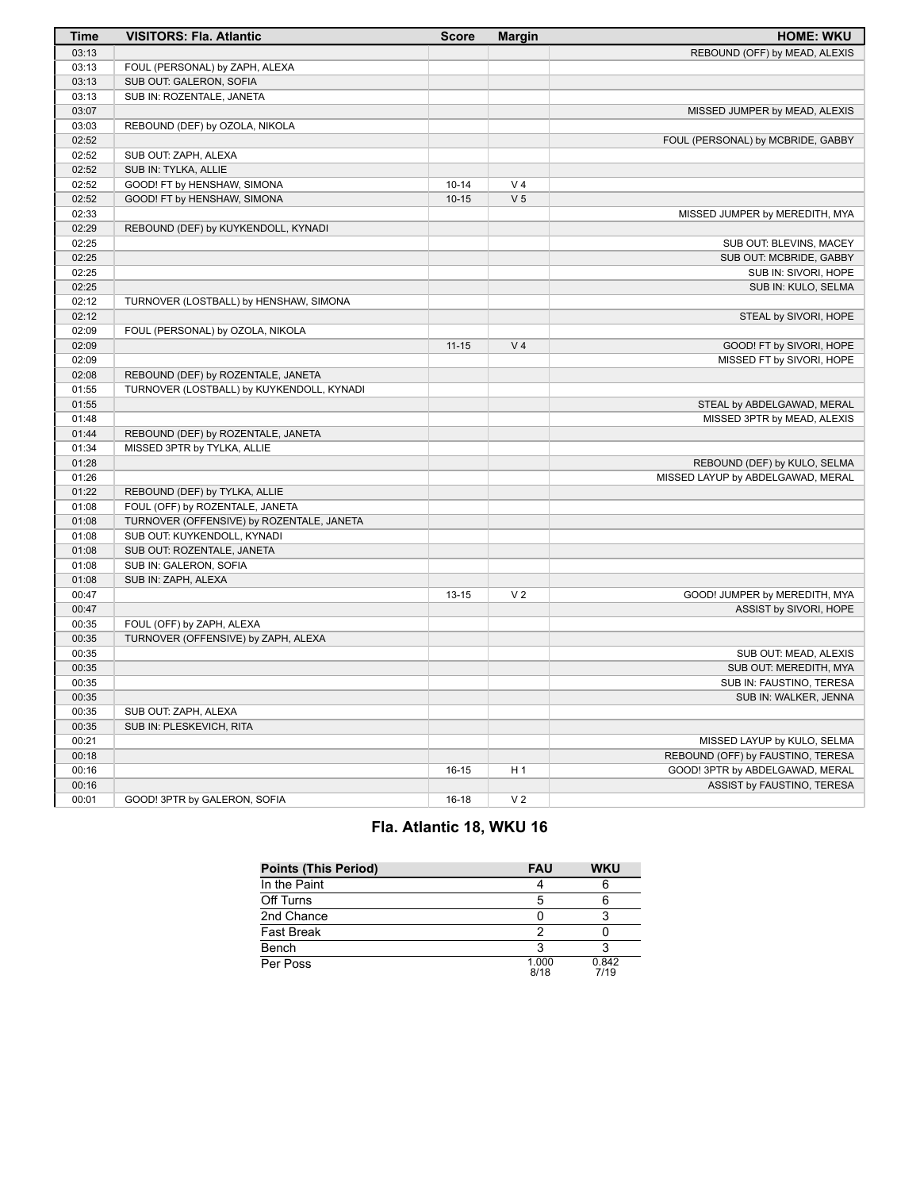| Time | VISITORS: Fla. Atlantic | Score | Margin | HOME: WKU |
| --- | --- | --- | --- | --- |
| 03:13 | | | | REBOUND (OFF) by MEAD, ALEXIS |
| 03:13 | FOUL (PERSONAL) by ZAPH, ALEXA | | | |
| 03:13 | SUB OUT: GALERON, SOFIA | | | |
| 03:13 | SUB IN: ROZENTALE, JANETA | | | |
| 03:07 | | | | MISSED JUMPER by MEAD, ALEXIS |
| 03:03 | REBOUND (DEF) by OZOLA, NIKOLA | | | |
| 02:52 | | | | FOUL (PERSONAL) by MCBRIDE, GABBY |
| 02:52 | SUB OUT: ZAPH, ALEXA | | | |
| 02:52 | SUB IN: TYLKA, ALLIE | | | |
| 02:52 | GOOD! FT by HENSHAW, SIMONA | 10-14 | V 4 | |
| 02:52 | GOOD! FT by HENSHAW, SIMONA | 10-15 | V 5 | |
| 02:33 | | | | MISSED JUMPER by MEREDITH, MYA |
| 02:29 | REBOUND (DEF) by KUYKENDOLL, KYNADI | | | |
| 02:25 | | | | SUB OUT: BLEVINS, MACEY |
| 02:25 | | | | SUB OUT: MCBRIDE, GABBY |
| 02:25 | | | | SUB IN: SIVORI, HOPE |
| 02:25 | | | | SUB IN: KULO, SELMA |
| 02:12 | TURNOVER (LOSTBALL) by HENSHAW, SIMONA | | | |
| 02:12 | | | | STEAL by SIVORI, HOPE |
| 02:09 | FOUL (PERSONAL) by OZOLA, NIKOLA | | | |
| 02:09 | | 11-15 | V 4 | GOOD! FT by SIVORI, HOPE |
| 02:09 | | | | MISSED FT by SIVORI, HOPE |
| 02:08 | REBOUND (DEF) by ROZENTALE, JANETA | | | |
| 01:55 | TURNOVER (LOSTBALL) by KUYKENDOLL, KYNADI | | | |
| 01:55 | | | | STEAL by ABDELGAWAD, MERAL |
| 01:48 | | | | MISSED 3PTR by MEAD, ALEXIS |
| 01:44 | REBOUND (DEF) by ROZENTALE, JANETA | | | |
| 01:34 | MISSED 3PTR by TYLKA, ALLIE | | | |
| 01:28 | | | | REBOUND (DEF) by KULO, SELMA |
| 01:26 | | | | MISSED LAYUP by ABDELGAWAD, MERAL |
| 01:22 | REBOUND (DEF) by TYLKA, ALLIE | | | |
| 01:08 | FOUL (OFF) by ROZENTALE, JANETA | | | |
| 01:08 | TURNOVER (OFFENSIVE) by ROZENTALE, JANETA | | | |
| 01:08 | SUB OUT: KUYKENDOLL, KYNADI | | | |
| 01:08 | SUB OUT: ROZENTALE, JANETA | | | |
| 01:08 | SUB IN: GALERON, SOFIA | | | |
| 01:08 | SUB IN: ZAPH, ALEXA | | | |
| 00:47 | | 13-15 | V 2 | GOOD! JUMPER by MEREDITH, MYA |
| 00:47 | | | | ASSIST by SIVORI, HOPE |
| 00:35 | FOUL (OFF) by ZAPH, ALEXA | | | |
| 00:35 | TURNOVER (OFFENSIVE) by ZAPH, ALEXA | | | |
| 00:35 | | | | SUB OUT: MEAD, ALEXIS |
| 00:35 | | | | SUB OUT: MEREDITH, MYA |
| 00:35 | | | | SUB IN: FAUSTINO, TERESA |
| 00:35 | | | | SUB IN: WALKER, JENNA |
| 00:35 | SUB OUT: ZAPH, ALEXA | | | |
| 00:35 | SUB IN: PLESKEVICH, RITA | | | |
| 00:21 | | | | MISSED LAYUP by KULO, SELMA |
| 00:18 | | | | REBOUND (OFF) by FAUSTINO, TERESA |
| 00:16 | | 16-15 | H 1 | GOOD! 3PTR by ABDELGAWAD, MERAL |
| 00:16 | | | | ASSIST by FAUSTINO, TERESA |
| 00:01 | GOOD! 3PTR by GALERON, SOFIA | 16-18 | V 2 | |

## Fla. Atlantic 18, WKU 16

| Points (This Period) | FAU | WKU |
| --- | --- | --- |
| In the Paint | 4 | 6 |
| Off Turns | 5 | 6 |
| 2nd Chance | 0 | 3 |
| Fast Break | 2 | 0 |
| Bench | 3 | 3 |
| Per Poss | 1.000 8/18 | 0.842 7/19 |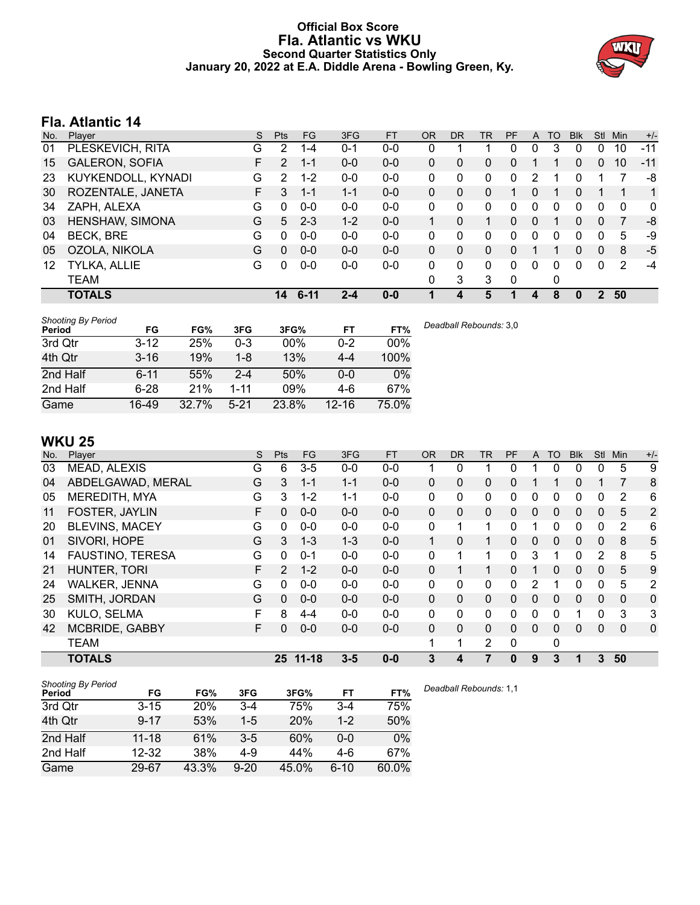# Official Box Score
# Fla. Atlantic vs WKU
## Second Quarter Statistics Only
## January 20, 2022 at E.A. Diddle Arena - Bowling Green, Ky.

## Fla. Atlantic 14

| No. | Player | S | Pts | FG | 3FG | FT | OR | DR | TR | PF | A | TO | Blk | Stl | Min | +/- |
|---|---|---|---|---|---|---|---|---|---|---|---|---|---|---|---|---|
| 01 | PLESKEVICH, RITA | G | 2 | 1-4 | 0-1 | 0-0 | 0 | 1 | 1 | 0 | 0 | 3 | 0 | 0 | 10 | -11 |
| 15 | GALERON, SOFIA | F | 2 | 1-1 | 0-0 | 0-0 | 0 | 0 | 0 | 0 | 1 | 1 | 0 | 0 | 10 | -11 |
| 23 | KUYKENDOLL, KYNADI | G | 2 | 1-2 | 0-0 | 0-0 | 0 | 0 | 0 | 0 | 2 | 1 | 0 | 1 | 7 | -8 |
| 30 | ROZENTALE, JANETA | F | 3 | 1-1 | 1-1 | 0-0 | 0 | 0 | 0 | 1 | 0 | 1 | 0 | 1 | 1 | 1 |
| 34 | ZAPH, ALEXA | G | 0 | 0-0 | 0-0 | 0-0 | 0 | 0 | 0 | 0 | 0 | 0 | 0 | 0 | 0 | 0 |
| 03 | HENSHAW, SIMONA | G | 5 | 2-3 | 1-2 | 0-0 | 1 | 0 | 1 | 0 | 0 | 1 | 0 | 0 | 7 | -8 |
| 04 | BECK, BRE | G | 0 | 0-0 | 0-0 | 0-0 | 0 | 0 | 0 | 0 | 0 | 0 | 0 | 0 | 5 | -9 |
| 05 | OZOLA, NIKOLA | G | 0 | 0-0 | 0-0 | 0-0 | 0 | 0 | 0 | 0 | 1 | 1 | 0 | 0 | 8 | -5 |
| 12 | TYLKA, ALLIE | G | 0 | 0-0 | 0-0 | 0-0 | 0 | 0 | 0 | 0 | 0 | 0 | 0 | 0 | 2 | -4 |
| | TEAM | | | | | | 0 | 3 | 3 | 0 | | 0 | | | | |
| | **TOTALS** | | **14** | **6-11** | **2-4** | **0-0** | **1** | **4** | **5** | **1** | **4** | **8** | **0** | **2** | **50** | |

*Shooting By Period*

| Period | FG | FG% | 3FG | 3FG% | FT | FT% |
|---|---|---|---|---|---|---|
| 3rd Qtr | 3-12 | 25% | 0-3 | 00% | 0-2 | 00% |
| 4th Qtr | 3-16 | 19% | 1-8 | 13% | 4-4 | 100% |
| 2nd Half | 6-11 | 55% | 2-4 | 50% | 0-0 | 0% |
| 2nd Half | 6-28 | 21% | 1-11 | 09% | 4-6 | 67% |
| Game | 16-49 | 32.7% | 5-21 | 23.8% | 12-16 | 75.0% |

*Deadball Rebounds:* 3,0

## WKU 25

| No. | Player | S | Pts | FG | 3FG | FT | OR | DR | TR | PF | A | TO | Blk | Stl | Min | +/- |
|---|---|---|---|---|---|---|---|---|---|---|---|---|---|---|---|---|
| 03 | MEAD, ALEXIS | G | 6 | 3-5 | 0-0 | 0-0 | 1 | 0 | 1 | 0 | 1 | 0 | 0 | 0 | 5 | 9 |
| 04 | ABDELGAWAD, MERAL | G | 3 | 1-1 | 1-1 | 0-0 | 0 | 0 | 0 | 0 | 1 | 1 | 0 | 1 | 7 | 8 |
| 05 | MEREDITH, MYA | G | 3 | 1-2 | 1-1 | 0-0 | 0 | 0 | 0 | 0 | 0 | 0 | 0 | 0 | 2 | 6 |
| 11 | FOSTER, JAYLIN | F | 0 | 0-0 | 0-0 | 0-0 | 0 | 0 | 0 | 0 | 0 | 0 | 0 | 0 | 5 | 2 |
| 20 | BLEVINS, MACEY | G | 0 | 0-0 | 0-0 | 0-0 | 0 | 1 | 1 | 0 | 1 | 0 | 0 | 0 | 2 | 6 |
| 01 | SIVORI, HOPE | G | 3 | 1-3 | 1-3 | 0-0 | 1 | 0 | 1 | 0 | 0 | 0 | 0 | 0 | 8 | 5 |
| 14 | FAUSTINO, TERESA | G | 0 | 0-1 | 0-0 | 0-0 | 0 | 1 | 1 | 0 | 3 | 1 | 0 | 2 | 8 | 5 |
| 21 | HUNTER, TORI | F | 2 | 1-2 | 0-0 | 0-0 | 0 | 1 | 1 | 0 | 1 | 0 | 0 | 0 | 5 | 9 |
| 24 | WALKER, JENNA | G | 0 | 0-0 | 0-0 | 0-0 | 0 | 0 | 0 | 0 | 2 | 1 | 0 | 0 | 5 | 2 |
| 25 | SMITH, JORDAN | G | 0 | 0-0 | 0-0 | 0-0 | 0 | 0 | 0 | 0 | 0 | 0 | 0 | 0 | 0 | 0 |
| 30 | KULO, SELMA | F | 8 | 4-4 | 0-0 | 0-0 | 0 | 0 | 0 | 0 | 0 | 0 | 1 | 0 | 3 | 3 |
| 42 | MCBRIDE, GABBY | F | 0 | 0-0 | 0-0 | 0-0 | 0 | 0 | 0 | 0 | 0 | 0 | 0 | 0 | 0 | 0 |
| | TEAM | | | | | | 1 | 1 | 2 | 0 | | 0 | | | | |
| | **TOTALS** | | **25** | **11-18** | **3-5** | **0-0** | **3** | **4** | **7** | **0** | **9** | **3** | **1** | **3** | **50** | |

*Shooting By Period*

| Period | FG | FG% | 3FG | 3FG% | FT | FT% |
|---|---|---|---|---|---|---|
| 3rd Qtr | 3-15 | 20% | 3-4 | 75% | 3-4 | 75% |
| 4th Qtr | 9-17 | 53% | 1-5 | 20% | 1-2 | 50% |
| 2nd Half | 11-18 | 61% | 3-5 | 60% | 0-0 | 0% |
| 2nd Half | 12-32 | 38% | 4-9 | 44% | 4-6 | 67% |
| Game | 29-67 | 43.3% | 9-20 | 45.0% | 6-10 | 60.0% |

*Deadball Rebounds:* 1,1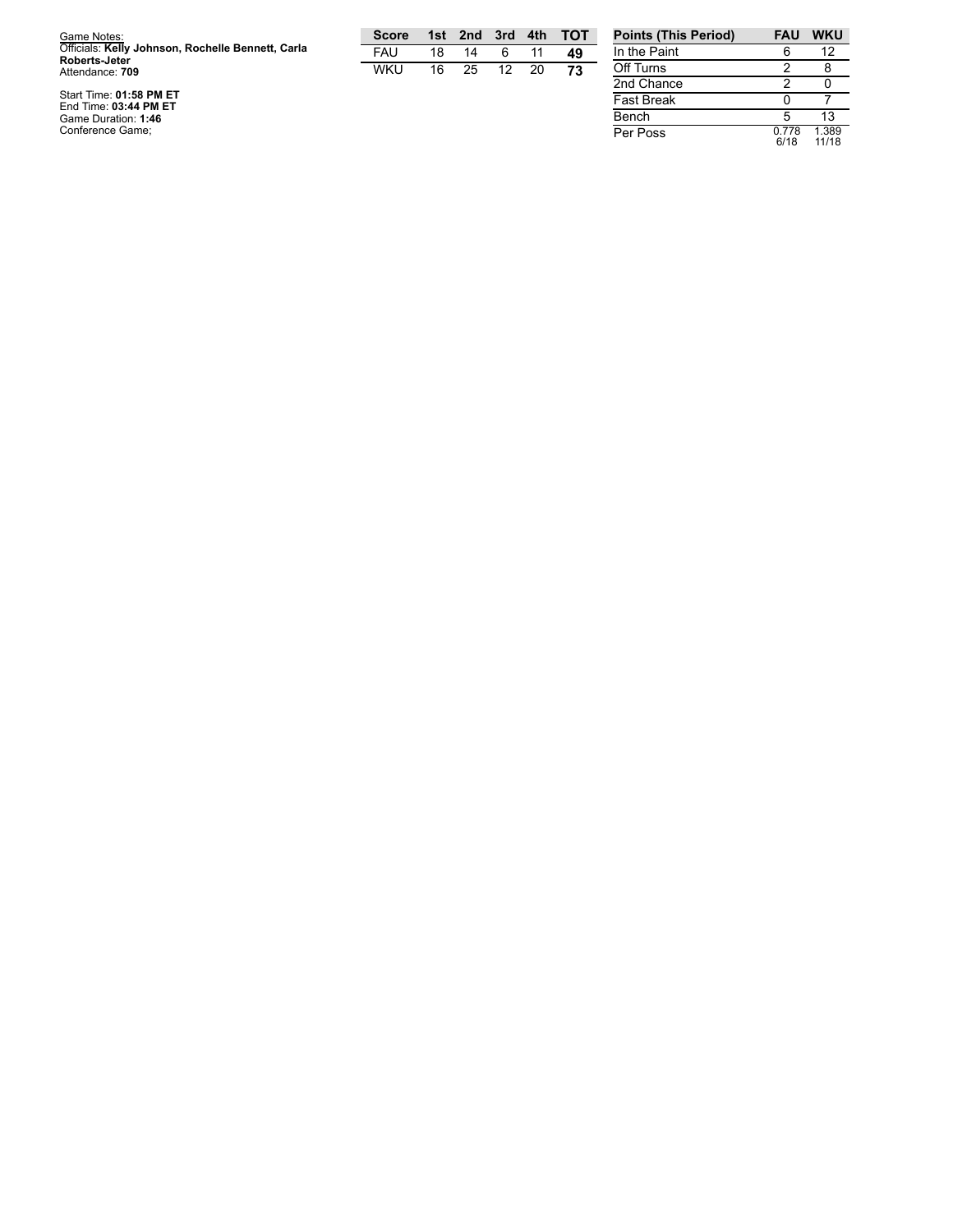Game Notes:
Officials: **Kelly Johnson, Rochelle Bennett, Carla Roberts-Jeter**
Attendance: **709**

Start Time: **01:58 PM ET**
End Time: **03:44 PM ET**
Game Duration: **1:46**
Conference Game;

| Score | 1st | 2nd | 3rd | 4th | TOT |
|---|---|---|---|---|---|
| FAU | 18 | 14 | 6 | 11 | **49** |
| WKU | 16 | 25 | 12 | 20 | **73** |

| Points (This Period) | FAU | WKU |
|---|---|---|
| In the Paint | 6 | 12 |
| Off Turns | 2 | 8 |
| 2nd Chance | 2 | 0 |
| Fast Break | 0 | 7 |
| Bench | 5 | 13 |
| Per Poss | 0.778 6/18 | 1.389 11/18 |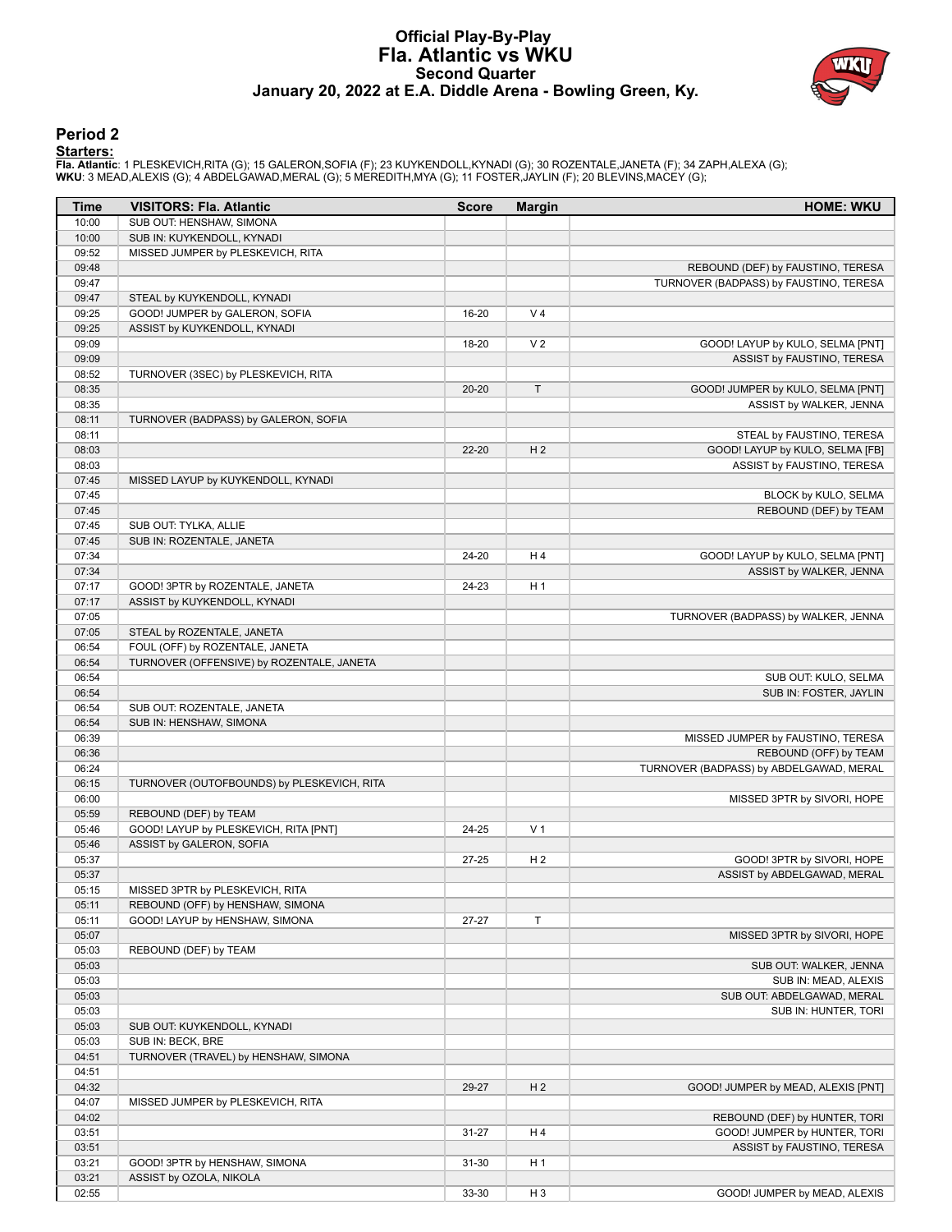# Official Play-By-Play
# Fla. Atlantic vs WKU
## Second Quarter
### January 20, 2022 at E.A. Diddle Arena - Bowling Green, Ky.

## Period 2

**Starters:**

**Fla. Atlantic**: 1 PLESKEVICH,RITA (G); 15 GALERON,SOFIA (F); 23 KUYKENDOLL,KYNADI (G); 30 ROZENTALE,JANETA (F); 34 ZAPH,ALEXA (G);
**WKU**: 3 MEAD,ALEXIS (G); 4 ABDELGAWAD,MERAL (G); 5 MEREDITH,MYA (G); 11 FOSTER,JAYLIN (F); 20 BLEVINS,MACEY (G);

| Time | VISITORS: Fla. Atlantic | Score | Margin | HOME: WKU |
|---|---|---|---|---|
| 10:00 | SUB OUT: HENSHAW, SIMONA | | | |
| 10:00 | SUB IN: KUYKENDOLL, KYNADI | | | |
| 09:52 | MISSED JUMPER by PLESKEVICH, RITA | | | |
| 09:48 | | | | REBOUND (DEF) by FAUSTINO, TERESA |
| 09:47 | | | | TURNOVER (BADPASS) by FAUSTINO, TERESA |
| 09:47 | STEAL by KUYKENDOLL, KYNADI | | | |
| 09:25 | GOOD! JUMPER by GALERON, SOFIA | 16-20 | V 4 | |
| 09:25 | ASSIST by KUYKENDOLL, KYNADI | | | |
| 09:09 | | 18-20 | V 2 | GOOD! LAYUP by KULO, SELMA [PNT] |
| 09:09 | | | | ASSIST by FAUSTINO, TERESA |
| 08:52 | TURNOVER (3SEC) by PLESKEVICH, RITA | | | |
| 08:35 | | 20-20 | T | GOOD! JUMPER by KULO, SELMA [PNT] |
| 08:35 | | | | ASSIST by WALKER, JENNA |
| 08:11 | TURNOVER (BADPASS) by GALERON, SOFIA | | | |
| 08:11 | | | | STEAL by FAUSTINO, TERESA |
| 08:03 | | 22-20 | H 2 | GOOD! LAYUP by KULO, SELMA [FB] |
| 08:03 | | | | ASSIST by FAUSTINO, TERESA |
| 07:45 | MISSED LAYUP by KUYKENDOLL, KYNADI | | | |
| 07:45 | | | | BLOCK by KULO, SELMA |
| 07:45 | | | | REBOUND (DEF) by TEAM |
| 07:45 | SUB OUT: TYLKA, ALLIE | | | |
| 07:45 | SUB IN: ROZENTALE, JANETA | | | |
| 07:34 | | 24-20 | H 4 | GOOD! LAYUP by KULO, SELMA [PNT] |
| 07:34 | | | | ASSIST by WALKER, JENNA |
| 07:17 | GOOD! 3PTR by ROZENTALE, JANETA | 24-23 | H 1 | |
| 07:17 | ASSIST by KUYKENDOLL, KYNADI | | | |
| 07:05 | | | | TURNOVER (BADPASS) by WALKER, JENNA |
| 07:05 | STEAL by ROZENTALE, JANETA | | | |
| 06:54 | FOUL (OFF) by ROZENTALE, JANETA | | | |
| 06:54 | TURNOVER (OFFENSIVE) by ROZENTALE, JANETA | | | |
| 06:54 | | | | SUB OUT: KULO, SELMA |
| 06:54 | | | | SUB IN: FOSTER, JAYLIN |
| 06:54 | SUB OUT: ROZENTALE, JANETA | | | |
| 06:54 | SUB IN: HENSHAW, SIMONA | | | |
| 06:39 | | | | MISSED JUMPER by FAUSTINO, TERESA |
| 06:36 | | | | REBOUND (OFF) by TEAM |
| 06:24 | | | | TURNOVER (BADPASS) by ABDELGAWAD, MERAL |
| 06:15 | TURNOVER (OUTOFBOUNDS) by PLESKEVICH, RITA | | | |
| 06:00 | | | | MISSED 3PTR by SIVORI, HOPE |
| 05:59 | REBOUND (DEF) by TEAM | | | |
| 05:46 | GOOD! LAYUP by PLESKEVICH, RITA [PNT] | 24-25 | V 1 | |
| 05:46 | ASSIST by GALERON, SOFIA | | | |
| 05:37 | | 27-25 | H 2 | GOOD! 3PTR by SIVORI, HOPE |
| 05:37 | | | | ASSIST by ABDELGAWAD, MERAL |
| 05:15 | MISSED 3PTR by PLESKEVICH, RITA | | | |
| 05:11 | REBOUND (OFF) by HENSHAW, SIMONA | | | |
| 05:11 | GOOD! LAYUP by HENSHAW, SIMONA | 27-27 | T | |
| 05:07 | | | | MISSED 3PTR by SIVORI, HOPE |
| 05:03 | REBOUND (DEF) by TEAM | | | |
| 05:03 | | | | SUB OUT: WALKER, JENNA |
| 05:03 | | | | SUB IN: MEAD, ALEXIS |
| 05:03 | | | | SUB OUT: ABDELGAWAD, MERAL |
| 05:03 | | | | SUB IN: HUNTER, TORI |
| 05:03 | SUB OUT: KUYKENDOLL, KYNADI | | | |
| 05:03 | SUB IN: BECK, BRE | | | |
| 04:51 | TURNOVER (TRAVEL) by HENSHAW, SIMONA | | | |
| 04:51 | | | | |
| 04:32 | | 29-27 | H 2 | GOOD! JUMPER by MEAD, ALEXIS [PNT] |
| 04:07 | MISSED JUMPER by PLESKEVICH, RITA | | | |
| 04:02 | | | | REBOUND (DEF) by HUNTER, TORI |
| 03:51 | | 31-27 | H 4 | GOOD! JUMPER by HUNTER, TORI |
| 03:51 | | | | ASSIST by FAUSTINO, TERESA |
| 03:21 | GOOD! 3PTR by HENSHAW, SIMONA | 31-30 | H 1 | |
| 03:21 | ASSIST by OZOLA, NIKOLA | | | |
| 02:55 | | 33-30 | H 3 | GOOD! JUMPER by MEAD, ALEXIS |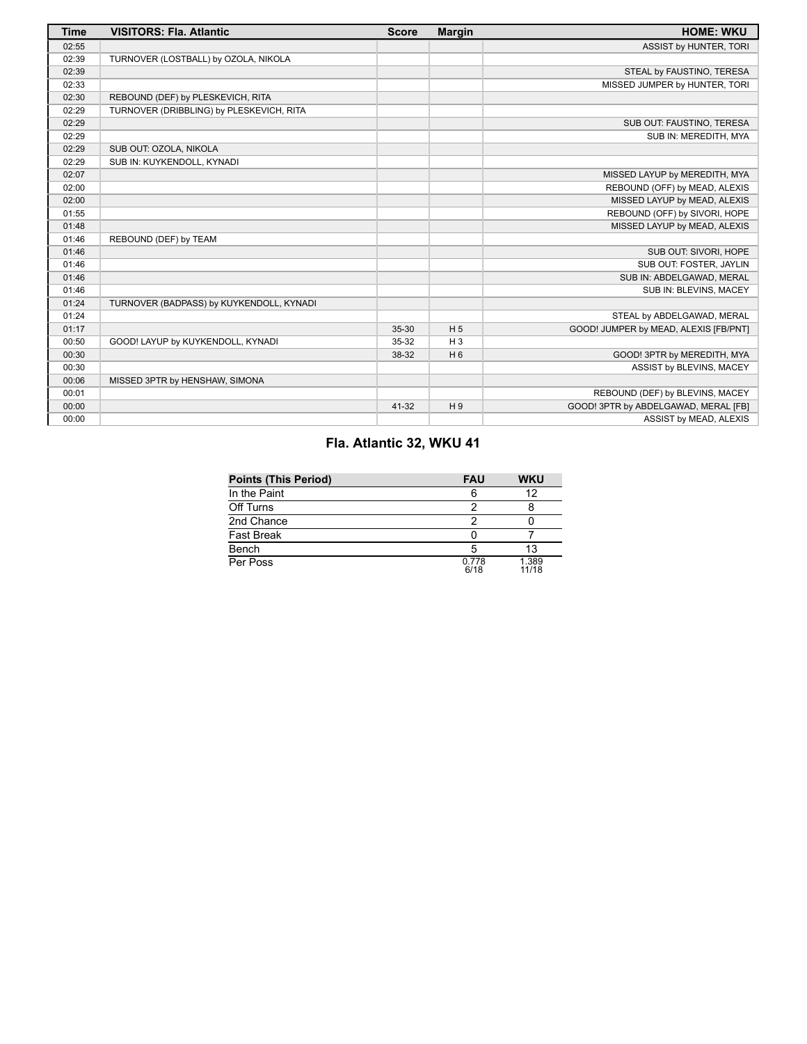| Time | VISITORS: Fla. Atlantic | Score | Margin | HOME: WKU |
| --- | --- | --- | --- | --- |
| 02:55 | | | | ASSIST by HUNTER, TORI |
| 02:39 | TURNOVER (LOSTBALL) by OZOLA, NIKOLA | | | |
| 02:39 | | | | STEAL by FAUSTINO, TERESA |
| 02:33 | | | | MISSED JUMPER by HUNTER, TORI |
| 02:30 | REBOUND (DEF) by PLESKEVICH, RITA | | | |
| 02:29 | TURNOVER (DRIBBLING) by PLESKEVICH, RITA | | | |
| 02:29 | | | | SUB OUT: FAUSTINO, TERESA |
| 02:29 | | | | SUB IN: MEREDITH, MYA |
| 02:29 | SUB OUT: OZOLA, NIKOLA | | | |
| 02:29 | SUB IN: KUYKENDOLL, KYNADI | | | |
| 02:07 | | | | MISSED LAYUP by MEREDITH, MYA |
| 02:00 | | | | REBOUND (OFF) by MEAD, ALEXIS |
| 02:00 | | | | MISSED LAYUP by MEAD, ALEXIS |
| 01:55 | | | | REBOUND (OFF) by SIVORI, HOPE |
| 01:48 | | | | MISSED LAYUP by MEAD, ALEXIS |
| 01:46 | REBOUND (DEF) by TEAM | | | |
| 01:46 | | | | SUB OUT: SIVORI, HOPE |
| 01:46 | | | | SUB OUT: FOSTER, JAYLIN |
| 01:46 | | | | SUB IN: ABDELGAWAD, MERAL |
| 01:46 | | | | SUB IN: BLEVINS, MACEY |
| 01:24 | TURNOVER (BADPASS) by KUYKENDOLL, KYNADI | | | |
| 01:24 | | | | STEAL by ABDELGAWAD, MERAL |
| 01:17 | | 35-30 | H 5 | GOOD! JUMPER by MEAD, ALEXIS [FB/PNT] |
| 00:50 | GOOD! LAYUP by KUYKENDOLL, KYNADI | 35-32 | H 3 | |
| 00:30 | | 38-32 | H 6 | GOOD! 3PTR by MEREDITH, MYA |
| 00:30 | | | | ASSIST by BLEVINS, MACEY |
| 00:06 | MISSED 3PTR by HENSHAW, SIMONA | | | |
| 00:01 | | | | REBOUND (DEF) by BLEVINS, MACEY |
| 00:00 | | 41-32 | H 9 | GOOD! 3PTR by ABDELGAWAD, MERAL [FB] |
| 00:00 | | | | ASSIST by MEAD, ALEXIS |

## Fla. Atlantic 32, WKU 41

| Points (This Period) | FAU | WKU |
| --- | --- | --- |
| In the Paint | 6 | 12 |
| Off Turns | 2 | 8 |
| 2nd Chance | 2 | 0 |
| Fast Break | 0 | 7 |
| Bench | 5 | 13 |
| Per Poss | 0.778 6/18 | 1.389 11/18 |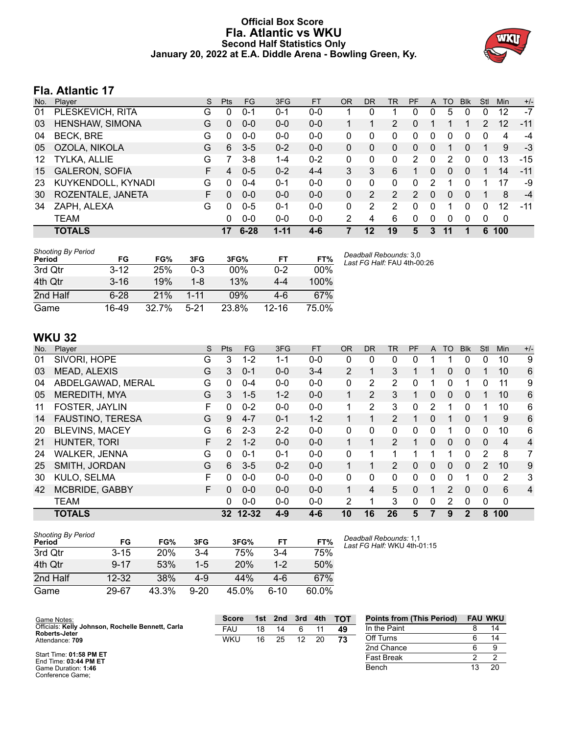# Official Box Score
# Fla. Atlantic vs WKU
### Second Half Statistics Only
### January 20, 2022 at E.A. Diddle Arena - Bowling Green, Ky.

## Fla. Atlantic 17

| No. | Player | S | Pts | FG | 3FG | FT | OR | DR | TR | PF | A | TO | Blk | Stl | Min | +/- |
|---|---|---|---|---|---|---|---|---|---|---|---|---|---|---|---|---|
| 01 | PLESKEVICH, RITA | G | 0 | 0-1 | 0-1 | 0-0 | 1 | 0 | 1 | 0 | 0 | 5 | 0 | 0 | 12 | -7 |
| 03 | HENSHAW, SIMONA | G | 0 | 0-0 | 0-0 | 0-0 | 1 | 1 | 2 | 0 | 1 | 1 | 1 | 2 | 12 | -11 |
| 04 | BECK, BRE | G | 0 | 0-0 | 0-0 | 0-0 | 0 | 0 | 0 | 0 | 0 | 0 | 0 | 0 | 4 | -4 |
| 05 | OZOLA, NIKOLA | G | 6 | 3-5 | 0-2 | 0-0 | 0 | 0 | 0 | 0 | 0 | 1 | 0 | 1 | 9 | -3 |
| 12 | TYLKA, ALLIE | G | 7 | 3-8 | 1-4 | 0-2 | 0 | 0 | 0 | 2 | 0 | 2 | 0 | 0 | 13 | -15 |
| 15 | GALERON, SOFIA | F | 4 | 0-5 | 0-2 | 4-4 | 3 | 3 | 6 | 1 | 0 | 0 | 0 | 1 | 14 | -11 |
| 23 | KUYKENDOLL, KYNADI | G | 0 | 0-4 | 0-1 | 0-0 | 0 | 0 | 0 | 0 | 2 | 1 | 0 | 1 | 17 | -9 |
| 30 | ROZENTALE, JANETA | F | 0 | 0-0 | 0-0 | 0-0 | 0 | 2 | 2 | 2 | 0 | 0 | 0 | 1 | 8 | -4 |
| 34 | ZAPH, ALEXA | G | 0 | 0-5 | 0-1 | 0-0 | 0 | 2 | 2 | 0 | 0 | 1 | 0 | 0 | 12 | -11 |
| | TEAM | | 0 | 0-0 | 0-0 | 0-0 | 2 | 4 | 6 | 0 | 0 | 0 | 0 | 0 | 0 | |
| | **TOTALS** | | **17** | **6-28** | **1-11** | **4-6** | **7** | **12** | **19** | **5** | **3** | **11** | **1** | **6** | **100** | |

*Shooting By Period*

| Period | FG | FG% | 3FG | 3FG% | FT | FT% |
|---|---|---|---|---|---|---|
| 3rd Qtr | 3-12 | 25% | 0-3 | 00% | 0-2 | 00% |
| 4th Qtr | 3-16 | 19% | 1-8 | 13% | 4-4 | 100% |
| 2nd Half | 6-28 | 21% | 1-11 | 09% | 4-6 | 67% |
| Game | 16-49 | 32.7% | 5-21 | 23.8% | 12-16 | 75.0% |

*Deadball Rebounds:* 3,0
*Last FG Half:* FAU 4th-00:26

## WKU 32

| No. | Player | S | Pts | FG | 3FG | FT | OR | DR | TR | PF | A | TO | Blk | Stl | Min | +/- |
|---|---|---|---|---|---|---|---|---|---|---|---|---|---|---|---|---|
| 01 | SIVORI, HOPE | G | 3 | 1-2 | 1-1 | 0-0 | 0 | 0 | 0 | 0 | 1 | 1 | 0 | 0 | 10 | 9 |
| 03 | MEAD, ALEXIS | G | 3 | 0-1 | 0-0 | 3-4 | 2 | 1 | 3 | 1 | 1 | 0 | 0 | 1 | 10 | 6 |
| 04 | ABDELGAWAD, MERAL | G | 0 | 0-4 | 0-0 | 0-0 | 0 | 2 | 2 | 0 | 1 | 0 | 1 | 0 | 11 | 9 |
| 05 | MEREDITH, MYA | G | 3 | 1-5 | 1-2 | 0-0 | 1 | 2 | 3 | 1 | 0 | 0 | 0 | 1 | 10 | 6 |
| 11 | FOSTER, JAYLIN | F | 0 | 0-2 | 0-0 | 0-0 | 1 | 2 | 3 | 0 | 2 | 1 | 0 | 1 | 10 | 6 |
| 14 | FAUSTINO, TERESA | G | 9 | 4-7 | 0-1 | 1-2 | 1 | 1 | 2 | 1 | 0 | 1 | 0 | 1 | 9 | 6 |
| 20 | BLEVINS, MACEY | G | 6 | 2-3 | 2-2 | 0-0 | 0 | 0 | 0 | 0 | 0 | 1 | 0 | 0 | 10 | 6 |
| 21 | HUNTER, TORI | F | 2 | 1-2 | 0-0 | 0-0 | 1 | 1 | 2 | 1 | 0 | 0 | 0 | 0 | 4 | 4 |
| 24 | WALKER, JENNA | G | 0 | 0-1 | 0-1 | 0-0 | 0 | 1 | 1 | 1 | 1 | 1 | 0 | 2 | 8 | 7 |
| 25 | SMITH, JORDAN | G | 6 | 3-5 | 0-2 | 0-0 | 1 | 1 | 2 | 0 | 0 | 0 | 0 | 2 | 10 | 9 |
| 30 | KULO, SELMA | F | 0 | 0-0 | 0-0 | 0-0 | 0 | 0 | 0 | 0 | 0 | 0 | 1 | 0 | 2 | 3 |
| 42 | MCBRIDE, GABBY | F | 0 | 0-0 | 0-0 | 0-0 | 1 | 4 | 5 | 0 | 1 | 2 | 0 | 0 | 6 | 4 |
| | TEAM | | 0 | 0-0 | 0-0 | 0-0 | 2 | 1 | 3 | 0 | 0 | 2 | 0 | 0 | 0 | |
| | **TOTALS** | | **32** | **12-32** | **4-9** | **4-6** | **10** | **16** | **26** | **5** | **7** | **9** | **2** | **8** | **100** | |

*Shooting By Period*

| Period | FG | FG% | 3FG | 3FG% | FT | FT% |
|---|---|---|---|---|---|---|
| 3rd Qtr | 3-15 | 20% | 3-4 | 75% | 3-4 | 75% |
| 4th Qtr | 9-17 | 53% | 1-5 | 20% | 1-2 | 50% |
| 2nd Half | 12-32 | 38% | 4-9 | 44% | 4-6 | 67% |
| Game | 29-67 | 43.3% | 9-20 | 45.0% | 6-10 | 60.0% |

*Deadball Rebounds:* 1,1
*Last FG Half:* WKU 4th-01:15

Game Notes:
Officials: **Kelly Johnson, Rochelle Bennett, Carla Roberts-Jeter**
Attendance: **709**

Start Time: **01:58 PM ET**
End Time: **03:44 PM ET**
Game Duration: **1:46**
Conference Game;

| Score | 1st | 2nd | 3rd | 4th | TOT |
|---|---|---|---|---|---|
| FAU | 18 | 14 | 6 | 11 | **49** |
| WKU | 16 | 25 | 12 | 20 | **73** |

| Points from (This Period) | FAU | WKU |
|---|---|---|
| In the Paint | 8 | 14 |
| Off Turns | 6 | 14 |
| 2nd Chance | 6 | 9 |
| Fast Break | 2 | 2 |
| Bench | 13 | 20 |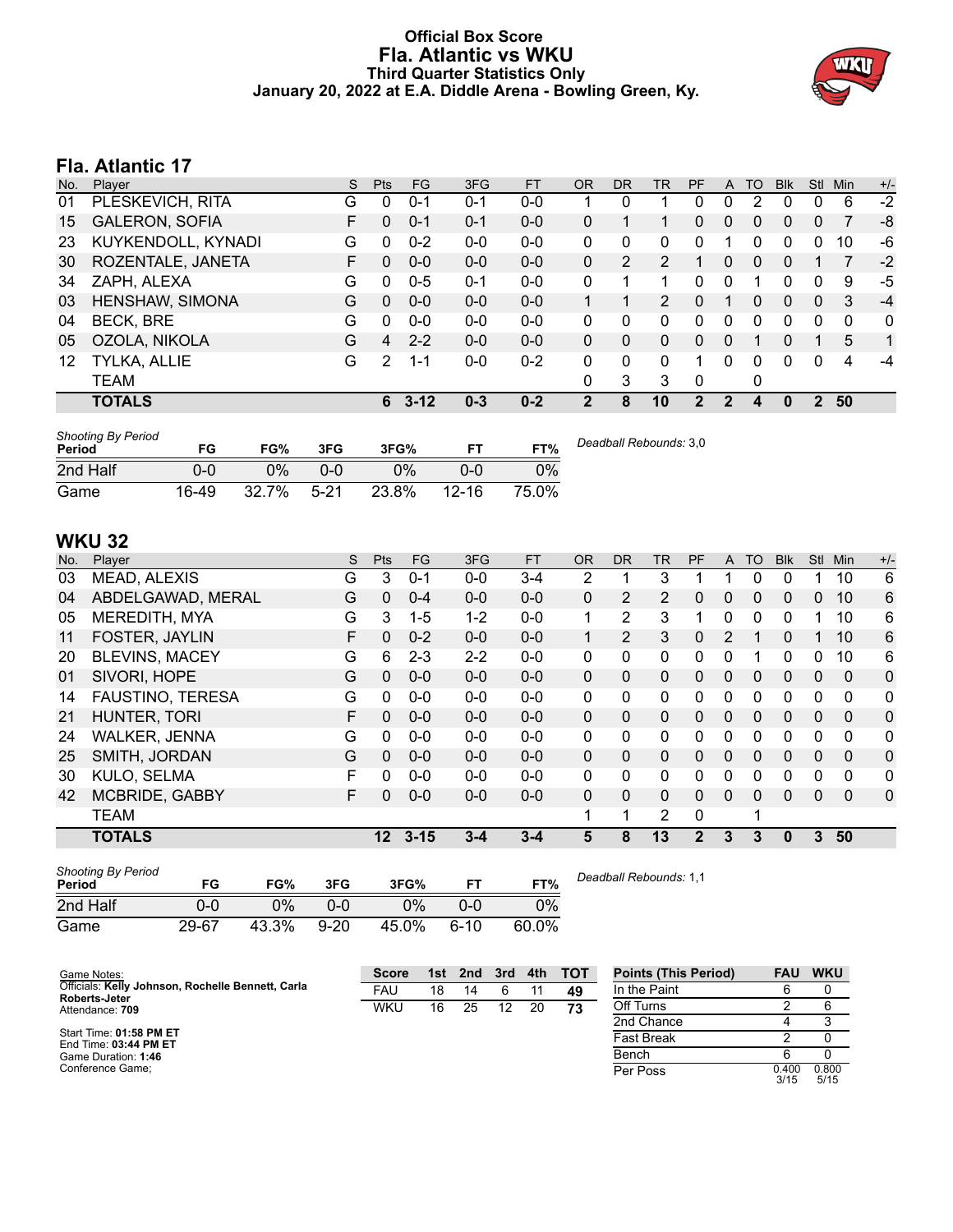# Official Box Score
# Fla. Atlantic vs WKU
### Third Quarter Statistics Only
### January 20, 2022 at E.A. Diddle Arena - Bowling Green, Ky.

## Fla. Atlantic 17

| No. | Player | S | Pts | FG | 3FG | FT | OR | DR | TR | PF | A | TO | Blk | Stl | Min | +/- |
|---|---|---|---|---|---|---|---|---|---|---|---|---|---|---|---|---|
| 01 | PLESKEVICH, RITA | G | 0 | 0-1 | 0-1 | 0-0 | 1 | 0 | 1 | 0 | 0 | 2 | 0 | 0 | 6 | -2 |
| 15 | GALERON, SOFIA | F | 0 | 0-1 | 0-1 | 0-0 | 0 | 1 | 1 | 0 | 0 | 0 | 0 | 0 | 7 | -8 |
| 23 | KUYKENDOLL, KYNADI | G | 0 | 0-2 | 0-0 | 0-0 | 0 | 0 | 0 | 0 | 1 | 0 | 0 | 0 | 10 | -6 |
| 30 | ROZENTALE, JANETA | F | 0 | 0-0 | 0-0 | 0-0 | 0 | 2 | 2 | 1 | 0 | 0 | 0 | 1 | 7 | -2 |
| 34 | ZAPH, ALEXA | G | 0 | 0-5 | 0-1 | 0-0 | 0 | 1 | 1 | 0 | 0 | 1 | 0 | 0 | 9 | -5 |
| 03 | HENSHAW, SIMONA | G | 0 | 0-0 | 0-0 | 0-0 | 1 | 1 | 2 | 0 | 1 | 0 | 0 | 0 | 3 | -4 |
| 04 | BECK, BRE | G | 0 | 0-0 | 0-0 | 0-0 | 0 | 0 | 0 | 0 | 0 | 0 | 0 | 0 | 0 | 0 |
| 05 | OZOLA, NIKOLA | G | 4 | 2-2 | 0-0 | 0-0 | 0 | 0 | 0 | 0 | 0 | 1 | 0 | 1 | 5 | 1 |
| 12 | TYLKA, ALLIE | G | 2 | 1-1 | 0-0 | 0-2 | 0 | 0 | 0 | 1 | 0 | 0 | 0 | 0 | 4 | -4 |
| | TEAM | | | | | | 0 | 3 | 3 | 0 | | 0 | | | | |
| | **TOTALS** | | **6** | **3-12** | **0-3** | **0-2** | **2** | **8** | **10** | **2** | **2** | **4** | **0** | **2** | **50** | |

| Shooting By Period Period | FG | FG% | 3FG | 3FG% | FT | FT% |
|---|---|---|---|---|---|---|
| 2nd Half | 0-0 | 0% | 0-0 | 0% | 0-0 | 0% |
| Game | 16-49 | 32.7% | 5-21 | 23.8% | 12-16 | 75.0% |

*Deadball Rebounds:* 3,0

## WKU 32

| No. | Player | S | Pts | FG | 3FG | FT | OR | DR | TR | PF | A | TO | Blk | Stl | Min | +/- |
|---|---|---|---|---|---|---|---|---|---|---|---|---|---|---|---|---|
| 03 | MEAD, ALEXIS | G | 3 | 0-1 | 0-0 | 3-4 | 2 | 1 | 3 | 1 | 1 | 0 | 0 | 1 | 10 | 6 |
| 04 | ABDELGAWAD, MERAL | G | 0 | 0-4 | 0-0 | 0-0 | 0 | 2 | 2 | 0 | 0 | 0 | 0 | 0 | 10 | 6 |
| 05 | MEREDITH, MYA | G | 3 | 1-5 | 1-2 | 0-0 | 1 | 2 | 3 | 1 | 0 | 0 | 0 | 1 | 10 | 6 |
| 11 | FOSTER, JAYLIN | F | 0 | 0-2 | 0-0 | 0-0 | 1 | 2 | 3 | 0 | 2 | 1 | 0 | 1 | 10 | 6 |
| 20 | BLEVINS, MACEY | G | 6 | 2-3 | 2-2 | 0-0 | 0 | 0 | 0 | 0 | 0 | 1 | 0 | 0 | 10 | 6 |
| 01 | SIVORI, HOPE | G | 0 | 0-0 | 0-0 | 0-0 | 0 | 0 | 0 | 0 | 0 | 0 | 0 | 0 | 0 | 0 |
| 14 | FAUSTINO, TERESA | G | 0 | 0-0 | 0-0 | 0-0 | 0 | 0 | 0 | 0 | 0 | 0 | 0 | 0 | 0 | 0 |
| 21 | HUNTER, TORI | F | 0 | 0-0 | 0-0 | 0-0 | 0 | 0 | 0 | 0 | 0 | 0 | 0 | 0 | 0 | 0 |
| 24 | WALKER, JENNA | G | 0 | 0-0 | 0-0 | 0-0 | 0 | 0 | 0 | 0 | 0 | 0 | 0 | 0 | 0 | 0 |
| 25 | SMITH, JORDAN | G | 0 | 0-0 | 0-0 | 0-0 | 0 | 0 | 0 | 0 | 0 | 0 | 0 | 0 | 0 | 0 |
| 30 | KULO, SELMA | F | 0 | 0-0 | 0-0 | 0-0 | 0 | 0 | 0 | 0 | 0 | 0 | 0 | 0 | 0 | 0 |
| 42 | MCBRIDE, GABBY | F | 0 | 0-0 | 0-0 | 0-0 | 0 | 0 | 0 | 0 | 0 | 0 | 0 | 0 | 0 | 0 |
| | TEAM | | | | | | 1 | 1 | 2 | 0 | | 1 | | | | |
| | **TOTALS** | | **12** | **3-15** | **3-4** | **3-4** | **5** | **8** | **13** | **2** | **3** | **3** | **0** | **3** | **50** | |

| Shooting By Period Period | FG | FG% | 3FG | 3FG% | FT | FT% |
|---|---|---|---|---|---|---|
| 2nd Half | 0-0 | 0% | 0-0 | 0% | 0-0 | 0% |
| Game | 29-67 | 43.3% | 9-20 | 45.0% | 6-10 | 60.0% |

*Deadball Rebounds:* 1,1

Game Notes:
Officials: **Kelly Johnson, Rochelle Bennett, Carla Roberts-Jeter**
Attendance: **709**

Start Time: **01:58 PM ET**
End Time: **03:44 PM ET**
Game Duration: **1:46**
Conference Game;

| Score | 1st | 2nd | 3rd | 4th | TOT |
|---|---|---|---|---|---|
| FAU | 18 | 14 | 6 | 11 | **49** |
| WKU | 16 | 25 | 12 | 20 | **73** |

| Points (This Period) | FAU | WKU |
|---|---|---|
| In the Paint | 6 | 0 |
| Off Turns | 2 | 6 |
| 2nd Chance | 4 | 3 |
| Fast Break | 2 | 0 |
| Bench | 6 | 0 |
| Per Poss | 0.400 3/15 | 0.800 5/15 |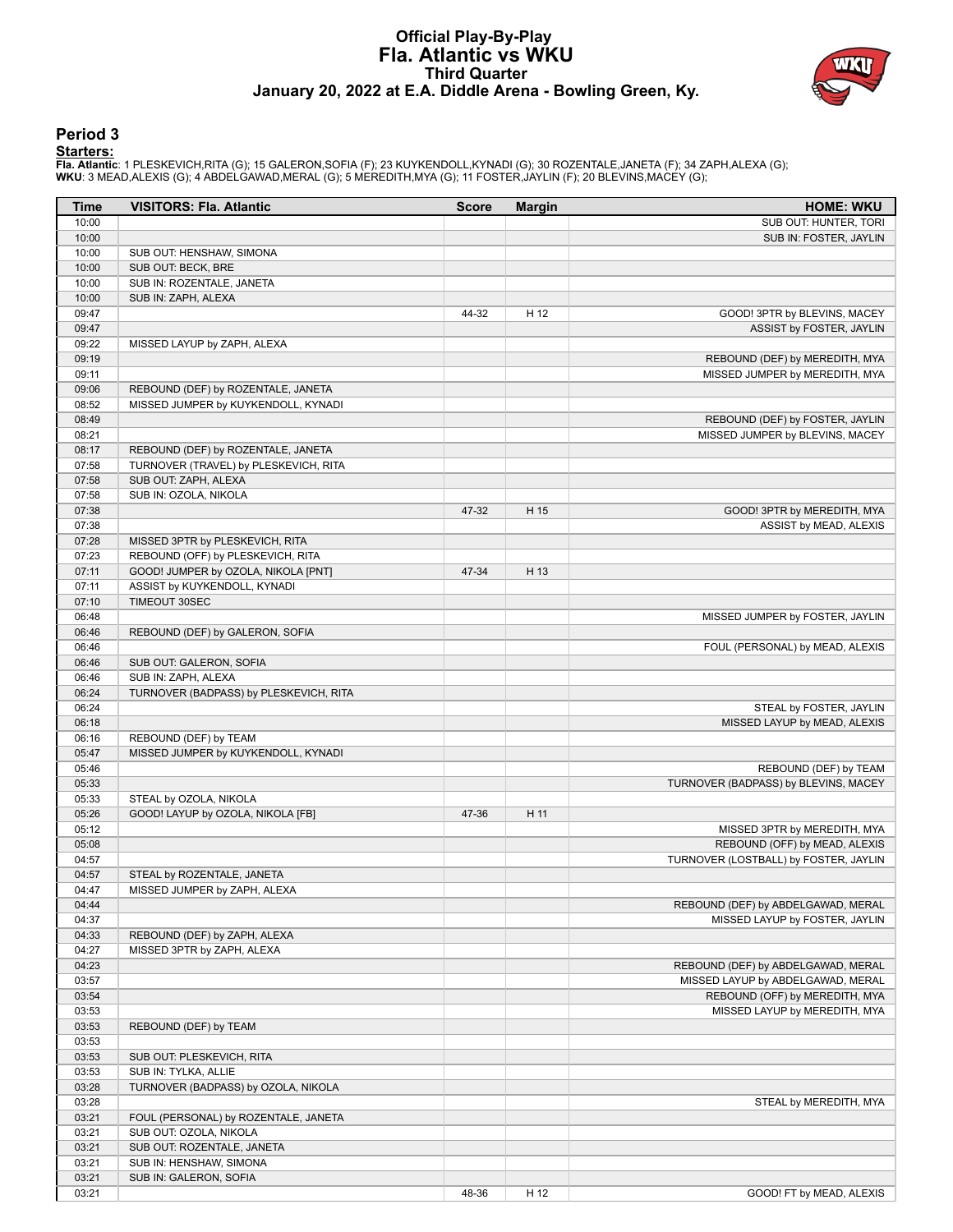# Official Play-By-Play
# Fla. Atlantic vs WKU
## Third Quarter
### January 20, 2022 at E.A. Diddle Arena - Bowling Green, Ky.

## Period 3

**Starters:**

**Fla. Atlantic**: 1 PLESKEVICH,RITA (G); 15 GALERON,SOFIA (F); 23 KUYKENDOLL,KYNADI (G); 30 ROZENTALE,JANETA (F); 34 ZAPH,ALEXA (G);
**WKU**: 3 MEAD,ALEXIS (G); 4 ABDELGAWAD,MERAL (G); 5 MEREDITH,MYA (G); 11 FOSTER,JAYLIN (F); 20 BLEVINS,MACEY (G);

| Time | VISITORS: Fla. Atlantic | Score | Margin | HOME: WKU |
|---|---|---|---|---|
| 10:00 | | | | SUB OUT: HUNTER, TORI |
| 10:00 | | | | SUB IN: FOSTER, JAYLIN |
| 10:00 | SUB OUT: HENSHAW, SIMONA | | | |
| 10:00 | SUB OUT: BECK, BRE | | | |
| 10:00 | SUB IN: ROZENTALE, JANETA | | | |
| 10:00 | SUB IN: ZAPH, ALEXA | | | |
| 09:47 | | 44-32 | H 12 | GOOD! 3PTR by BLEVINS, MACEY |
| 09:47 | | | | ASSIST by FOSTER, JAYLIN |
| 09:22 | MISSED LAYUP by ZAPH, ALEXA | | | |
| 09:19 | | | | REBOUND (DEF) by MEREDITH, MYA |
| 09:11 | | | | MISSED JUMPER by MEREDITH, MYA |
| 09:06 | REBOUND (DEF) by ROZENTALE, JANETA | | | |
| 08:52 | MISSED JUMPER by KUYKENDOLL, KYNADI | | | |
| 08:49 | | | | REBOUND (DEF) by FOSTER, JAYLIN |
| 08:21 | | | | MISSED JUMPER by BLEVINS, MACEY |
| 08:17 | REBOUND (DEF) by ROZENTALE, JANETA | | | |
| 07:58 | TURNOVER (TRAVEL) by PLESKEVICH, RITA | | | |
| 07:58 | SUB OUT: ZAPH, ALEXA | | | |
| 07:58 | SUB IN: OZOLA, NIKOLA | | | |
| 07:38 | | 47-32 | H 15 | GOOD! 3PTR by MEREDITH, MYA |
| 07:38 | | | | ASSIST by MEAD, ALEXIS |
| 07:28 | MISSED 3PTR by PLESKEVICH, RITA | | | |
| 07:23 | REBOUND (OFF) by PLESKEVICH, RITA | | | |
| 07:11 | GOOD! JUMPER by OZOLA, NIKOLA [PNT] | 47-34 | H 13 | |
| 07:11 | ASSIST by KUYKENDOLL, KYNADI | | | |
| 07:10 | TIMEOUT 30SEC | | | |
| 06:48 | | | | MISSED JUMPER by FOSTER, JAYLIN |
| 06:46 | REBOUND (DEF) by GALERON, SOFIA | | | |
| 06:46 | | | | FOUL (PERSONAL) by MEAD, ALEXIS |
| 06:46 | SUB OUT: GALERON, SOFIA | | | |
| 06:46 | SUB IN: ZAPH, ALEXA | | | |
| 06:24 | TURNOVER (BADPASS) by PLESKEVICH, RITA | | | |
| 06:24 | | | | STEAL by FOSTER, JAYLIN |
| 06:18 | | | | MISSED LAYUP by MEAD, ALEXIS |
| 06:16 | REBOUND (DEF) by TEAM | | | |
| 05:47 | MISSED JUMPER by KUYKENDOLL, KYNADI | | | |
| 05:46 | | | | REBOUND (DEF) by TEAM |
| 05:33 | | | | TURNOVER (BADPASS) by BLEVINS, MACEY |
| 05:33 | STEAL by OZOLA, NIKOLA | | | |
| 05:26 | GOOD! LAYUP by OZOLA, NIKOLA [FB] | 47-36 | H 11 | |
| 05:12 | | | | MISSED 3PTR by MEREDITH, MYA |
| 05:08 | | | | REBOUND (OFF) by MEAD, ALEXIS |
| 04:57 | | | | TURNOVER (LOSTBALL) by FOSTER, JAYLIN |
| 04:57 | STEAL by ROZENTALE, JANETA | | | |
| 04:47 | MISSED JUMPER by ZAPH, ALEXA | | | |
| 04:44 | | | | REBOUND (DEF) by ABDELGAWAD, MERAL |
| 04:37 | | | | MISSED LAYUP by FOSTER, JAYLIN |
| 04:33 | REBOUND (DEF) by ZAPH, ALEXA | | | |
| 04:27 | MISSED 3PTR by ZAPH, ALEXA | | | |
| 04:23 | | | | REBOUND (DEF) by ABDELGAWAD, MERAL |
| 03:57 | | | | MISSED LAYUP by ABDELGAWAD, MERAL |
| 03:54 | | | | REBOUND (OFF) by MEREDITH, MYA |
| 03:53 | | | | MISSED LAYUP by MEREDITH, MYA |
| 03:53 | REBOUND (DEF) by TEAM | | | |
| 03:53 | | | | |
| 03:53 | SUB OUT: PLESKEVICH, RITA | | | |
| 03:53 | SUB IN: TYLKA, ALLIE | | | |
| 03:28 | TURNOVER (BADPASS) by OZOLA, NIKOLA | | | |
| 03:28 | | | | STEAL by MEREDITH, MYA |
| 03:21 | FOUL (PERSONAL) by ROZENTALE, JANETA | | | |
| 03:21 | SUB OUT: OZOLA, NIKOLA | | | |
| 03:21 | SUB OUT: ROZENTALE, JANETA | | | |
| 03:21 | SUB IN: HENSHAW, SIMONA | | | |
| 03:21 | SUB IN: GALERON, SOFIA | | | |
| 03:21 | | 48-36 | H 12 | GOOD! FT by MEAD, ALEXIS |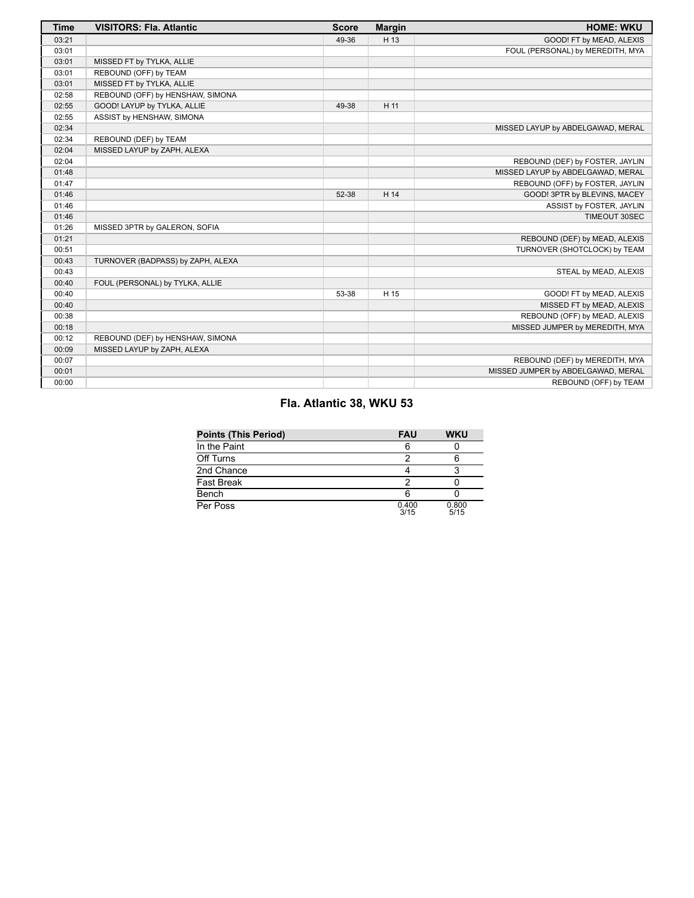| Time | VISITORS: Fla. Atlantic | Score | Margin | HOME: WKU |
|---|---|---|---|---|
| 03:21 | | 49-36 | H 13 | GOOD! FT by MEAD, ALEXIS |
| 03:01 | | | | FOUL (PERSONAL) by MEREDITH, MYA |
| 03:01 | MISSED FT by TYLKA, ALLIE | | | |
| 03:01 | REBOUND (OFF) by TEAM | | | |
| 03:01 | MISSED FT by TYLKA, ALLIE | | | |
| 02:58 | REBOUND (OFF) by HENSHAW, SIMONA | | | |
| 02:55 | GOOD! LAYUP by TYLKA, ALLIE | 49-38 | H 11 | |
| 02:55 | ASSIST by HENSHAW, SIMONA | | | |
| 02:34 | | | | MISSED LAYUP by ABDELGAWAD, MERAL |
| 02:34 | REBOUND (DEF) by TEAM | | | |
| 02:04 | MISSED LAYUP by ZAPH, ALEXA | | | |
| 02:04 | | | | REBOUND (DEF) by FOSTER, JAYLIN |
| 01:48 | | | | MISSED LAYUP by ABDELGAWAD, MERAL |
| 01:47 | | | | REBOUND (OFF) by FOSTER, JAYLIN |
| 01:46 | | 52-38 | H 14 | GOOD! 3PTR by BLEVINS, MACEY |
| 01:46 | | | | ASSIST by FOSTER, JAYLIN |
| 01:46 | | | | TIMEOUT 30SEC |
| 01:26 | MISSED 3PTR by GALERON, SOFIA | | | |
| 01:21 | | | | REBOUND (DEF) by MEAD, ALEXIS |
| 00:51 | | | | TURNOVER (SHOTCLOCK) by TEAM |
| 00:43 | TURNOVER (BADPASS) by ZAPH, ALEXA | | | |
| 00:43 | | | | STEAL by MEAD, ALEXIS |
| 00:40 | FOUL (PERSONAL) by TYLKA, ALLIE | | | |
| 00:40 | | 53-38 | H 15 | GOOD! FT by MEAD, ALEXIS |
| 00:40 | | | | MISSED FT by MEAD, ALEXIS |
| 00:38 | | | | REBOUND (OFF) by MEAD, ALEXIS |
| 00:18 | | | | MISSED JUMPER by MEREDITH, MYA |
| 00:12 | REBOUND (DEF) by HENSHAW, SIMONA | | | |
| 00:09 | MISSED LAYUP by ZAPH, ALEXA | | | |
| 00:07 | | | | REBOUND (DEF) by MEREDITH, MYA |
| 00:01 | | | | MISSED JUMPER by ABDELGAWAD, MERAL |
| 00:00 | | | | REBOUND (OFF) by TEAM |

## Fla. Atlantic 38, WKU 53

| Points (This Period) | FAU | WKU |
|---|---|---|
| In the Paint | 6 | 0 |
| Off Turns | 2 | 6 |
| 2nd Chance | 4 | 3 |
| Fast Break | 2 | 0 |
| Bench | 6 | 0 |
| Per Poss | 0.400 3/15 | 0.800 5/15 |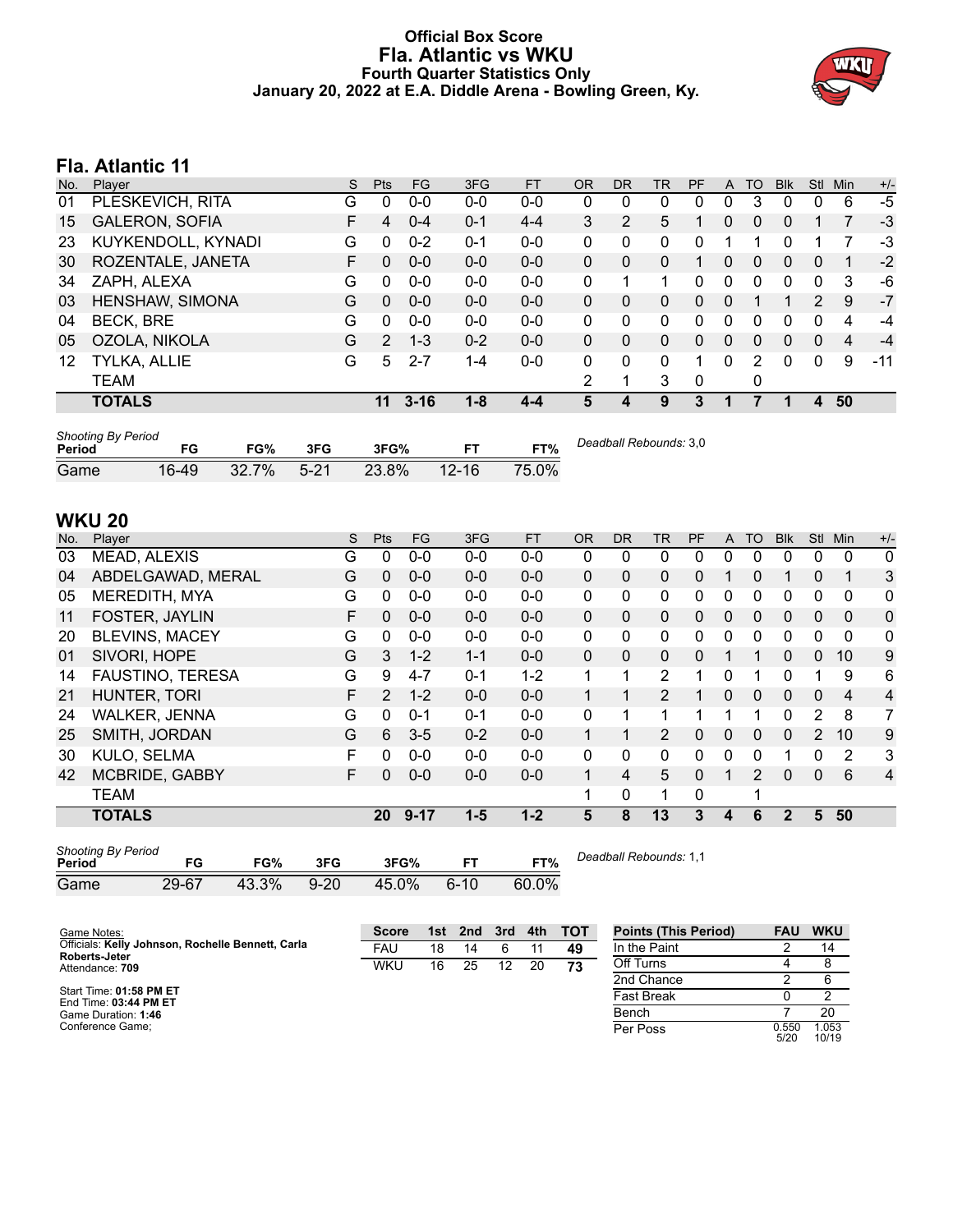# Official Box Score
# Fla. Atlantic vs WKU
## Fourth Quarter Statistics Only
### January 20, 2022 at E.A. Diddle Arena - Bowling Green, Ky.

## Fla. Atlantic 11

| No. | Player | S | Pts | FG | 3FG | FT | OR | DR | TR | PF | A | TO | Blk | Stl | Min | +/- |
|---|---|---|---|---|---|---|---|---|---|---|---|---|---|---|---|---|
| 01 | PLESKEVICH, RITA | G | 0 | 0-0 | 0-0 | 0-0 | 0 | 0 | 0 | 0 | 0 | 3 | 0 | 0 | 6 | -5 |
| 15 | GALERON, SOFIA | F | 4 | 0-4 | 0-1 | 4-4 | 3 | 2 | 5 | 1 | 0 | 0 | 0 | 1 | 7 | -3 |
| 23 | KUYKENDOLL, KYNADI | G | 0 | 0-2 | 0-1 | 0-0 | 0 | 0 | 0 | 0 | 1 | 1 | 0 | 1 | 7 | -3 |
| 30 | ROZENTALE, JANETA | F | 0 | 0-0 | 0-0 | 0-0 | 0 | 0 | 0 | 1 | 0 | 0 | 0 | 0 | 1 | -2 |
| 34 | ZAPH, ALEXA | G | 0 | 0-0 | 0-0 | 0-0 | 0 | 1 | 1 | 0 | 0 | 0 | 0 | 0 | 3 | -6 |
| 03 | HENSHAW, SIMONA | G | 0 | 0-0 | 0-0 | 0-0 | 0 | 0 | 0 | 0 | 0 | 1 | 1 | 2 | 9 | -7 |
| 04 | BECK, BRE | G | 0 | 0-0 | 0-0 | 0-0 | 0 | 0 | 0 | 0 | 0 | 0 | 0 | 0 | 4 | -4 |
| 05 | OZOLA, NIKOLA | G | 2 | 1-3 | 0-2 | 0-0 | 0 | 0 | 0 | 0 | 0 | 0 | 0 | 0 | 4 | -4 |
| 12 | TYLKA, ALLIE | G | 5 | 2-7 | 1-4 | 0-0 | 0 | 0 | 0 | 1 | 0 | 2 | 0 | 0 | 9 | -11 |
| | TEAM | | | | | | 2 | 1 | 3 | 0 | | 0 | | | | |
| | **TOTALS** | | **11** | **3-16** | **1-8** | **4-4** | **5** | **4** | **9** | **3** | **1** | **7** | **1** | **4** | **50** | |

*Shooting By Period*

| Period | FG | FG% | 3FG | 3FG% | FT | FT% |
|---|---|---|---|---|---|---|
| Game | 16-49 | 32.7% | 5-21 | 23.8% | 12-16 | 75.0% |

*Deadball Rebounds:* 3,0

## WKU 20

| No. | Player | S | Pts | FG | 3FG | FT | OR | DR | TR | PF | A | TO | Blk | Stl | Min | +/- |
|---|---|---|---|---|---|---|---|---|---|---|---|---|---|---|---|---|
| 03 | MEAD, ALEXIS | G | 0 | 0-0 | 0-0 | 0-0 | 0 | 0 | 0 | 0 | 0 | 0 | 0 | 0 | 0 | 0 |
| 04 | ABDELGAWAD, MERAL | G | 0 | 0-0 | 0-0 | 0-0 | 0 | 0 | 0 | 0 | 1 | 0 | 1 | 0 | 1 | 3 |
| 05 | MEREDITH, MYA | G | 0 | 0-0 | 0-0 | 0-0 | 0 | 0 | 0 | 0 | 0 | 0 | 0 | 0 | 0 | 0 |
| 11 | FOSTER, JAYLIN | F | 0 | 0-0 | 0-0 | 0-0 | 0 | 0 | 0 | 0 | 0 | 0 | 0 | 0 | 0 | 0 |
| 20 | BLEVINS, MACEY | G | 0 | 0-0 | 0-0 | 0-0 | 0 | 0 | 0 | 0 | 0 | 0 | 0 | 0 | 0 | 0 |
| 01 | SIVORI, HOPE | G | 3 | 1-2 | 1-1 | 0-0 | 0 | 0 | 0 | 0 | 1 | 1 | 0 | 0 | 10 | 9 |
| 14 | FAUSTINO, TERESA | G | 9 | 4-7 | 0-1 | 1-2 | 1 | 1 | 2 | 1 | 0 | 1 | 0 | 1 | 9 | 6 |
| 21 | HUNTER, TORI | F | 2 | 1-2 | 0-0 | 0-0 | 1 | 1 | 2 | 1 | 0 | 0 | 0 | 0 | 4 | 4 |
| 24 | WALKER, JENNA | G | 0 | 0-1 | 0-1 | 0-0 | 0 | 1 | 1 | 1 | 1 | 1 | 0 | 2 | 8 | 7 |
| 25 | SMITH, JORDAN | G | 6 | 3-5 | 0-2 | 0-0 | 1 | 1 | 2 | 0 | 0 | 0 | 0 | 2 | 10 | 9 |
| 30 | KULO, SELMA | F | 0 | 0-0 | 0-0 | 0-0 | 0 | 0 | 0 | 0 | 0 | 0 | 1 | 0 | 2 | 3 |
| 42 | MCBRIDE, GABBY | F | 0 | 0-0 | 0-0 | 0-0 | 1 | 4 | 5 | 0 | 1 | 2 | 0 | 0 | 6 | 4 |
| | TEAM | | | | | | 1 | 0 | 1 | 0 | | 1 | | | | |
| | **TOTALS** | | **20** | **9-17** | **1-5** | **1-2** | **5** | **8** | **13** | **3** | **4** | **6** | **2** | **5** | **50** | |

*Shooting By Period*

| Period | FG | FG% | 3FG | 3FG% | FT | FT% |
|---|---|---|---|---|---|---|
| Game | 29-67 | 43.3% | 9-20 | 45.0% | 6-10 | 60.0% |

*Deadball Rebounds:* 1,1

Game Notes:
Officials: **Kelly Johnson, Rochelle Bennett, Carla Roberts-Jeter**
Attendance: **709**

Start Time: **01:58 PM ET**
End Time: **03:44 PM ET**
Game Duration: **1:46**
Conference Game;

| Score | 1st | 2nd | 3rd | 4th | TOT |
|---|---|---|---|---|---|
| FAU | 18 | 14 | 6 | 11 | **49** |
| WKU | 16 | 25 | 12 | 20 | **73** |

| Points (This Period) | FAU | WKU |
|---|---|---|
| In the Paint | 2 | 14 |
| Off Turns | 4 | 8 |
| 2nd Chance | 2 | 6 |
| Fast Break | 0 | 2 |
| Bench | 7 | 20 |
| Per Poss | 0.550 5/20 | 1.053 10/19 |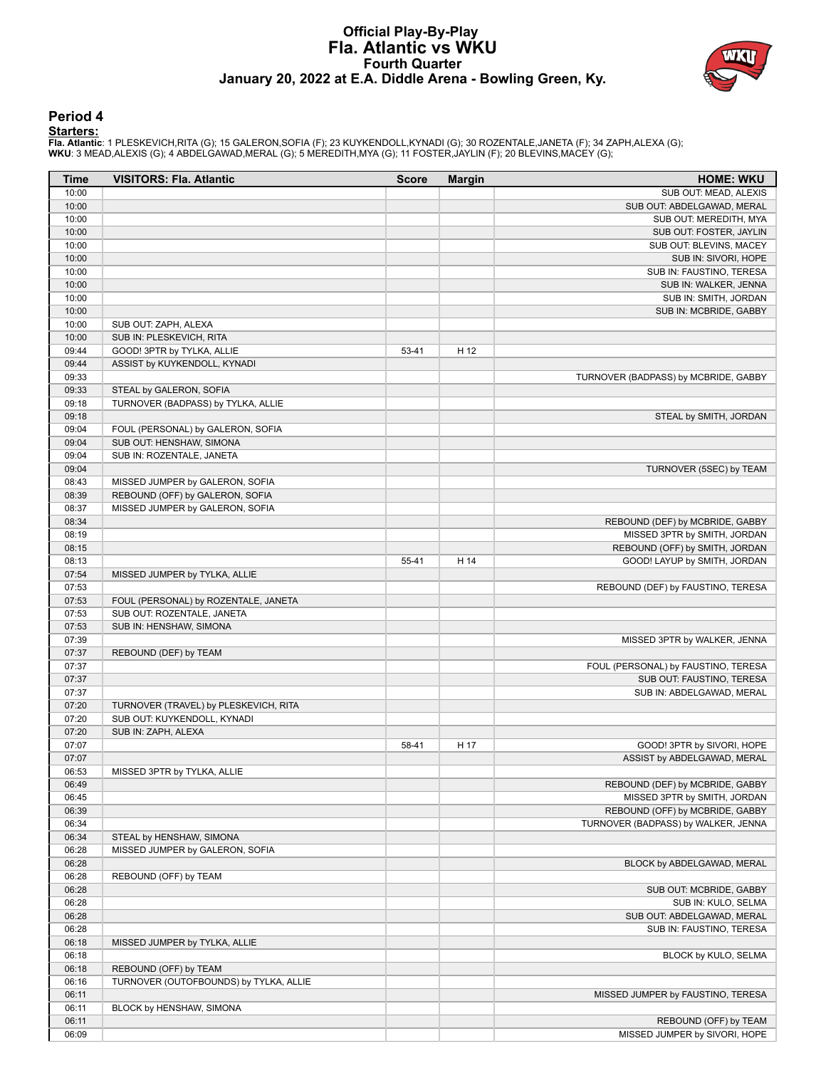# Official Play-By-Play
# Fla. Atlantic vs WKU
## Fourth Quarter
## January 20, 2022 at E.A. Diddle Arena - Bowling Green, Ky.

### Period 4

**Starters:**

**Fla. Atlantic**: 1 PLESKEVICH,RITA (G); 15 GALERON,SOFIA (F); 23 KUYKENDOLL,KYNADI (G); 30 ROZENTALE,JANETA (F); 34 ZAPH,ALEXA (G);
**WKU**: 3 MEAD,ALEXIS (G); 4 ABDELGAWAD,MERAL (G); 5 MEREDITH,MYA (G); 11 FOSTER,JAYLIN (F); 20 BLEVINS,MACEY (G);

| Time | VISITORS: Fla. Atlantic | Score | Margin | HOME: WKU |
|---|---|---|---|---|
| 10:00 | | | | SUB OUT: MEAD, ALEXIS |
| 10:00 | | | | SUB OUT: ABDELGAWAD, MERAL |
| 10:00 | | | | SUB OUT: MEREDITH, MYA |
| 10:00 | | | | SUB OUT: FOSTER, JAYLIN |
| 10:00 | | | | SUB OUT: BLEVINS, MACEY |
| 10:00 | | | | SUB IN: SIVORI, HOPE |
| 10:00 | | | | SUB IN: FAUSTINO, TERESA |
| 10:00 | | | | SUB IN: WALKER, JENNA |
| 10:00 | | | | SUB IN: SMITH, JORDAN |
| 10:00 | | | | SUB IN: MCBRIDE, GABBY |
| 10:00 | SUB OUT: ZAPH, ALEXA | | | |
| 10:00 | SUB IN: PLESKEVICH, RITA | | | |
| 09:44 | GOOD! 3PTR by TYLKA, ALLIE | 53-41 | H 12 | |
| 09:44 | ASSIST by KUYKENDOLL, KYNADI | | | |
| 09:33 | | | | TURNOVER (BADPASS) by MCBRIDE, GABBY |
| 09:33 | STEAL by GALERON, SOFIA | | | |
| 09:18 | TURNOVER (BADPASS) by TYLKA, ALLIE | | | |
| 09:18 | | | | STEAL by SMITH, JORDAN |
| 09:04 | FOUL (PERSONAL) by GALERON, SOFIA | | | |
| 09:04 | SUB OUT: HENSHAW, SIMONA | | | |
| 09:04 | SUB IN: ROZENTALE, JANETA | | | |
| 09:04 | | | | TURNOVER (5SEC) by TEAM |
| 08:43 | MISSED JUMPER by GALERON, SOFIA | | | |
| 08:39 | REBOUND (OFF) by GALERON, SOFIA | | | |
| 08:37 | MISSED JUMPER by GALERON, SOFIA | | | |
| 08:34 | | | | REBOUND (DEF) by MCBRIDE, GABBY |
| 08:19 | | | | MISSED 3PTR by SMITH, JORDAN |
| 08:15 | | | | REBOUND (OFF) by SMITH, JORDAN |
| 08:13 | | 55-41 | H 14 | GOOD! LAYUP by SMITH, JORDAN |
| 07:54 | MISSED JUMPER by TYLKA, ALLIE | | | |
| 07:53 | | | | REBOUND (DEF) by FAUSTINO, TERESA |
| 07:53 | FOUL (PERSONAL) by ROZENTALE, JANETA | | | |
| 07:53 | SUB OUT: ROZENTALE, JANETA | | | |
| 07:53 | SUB IN: HENSHAW, SIMONA | | | |
| 07:39 | | | | MISSED 3PTR by WALKER, JENNA |
| 07:37 | REBOUND (DEF) by TEAM | | | |
| 07:37 | | | | FOUL (PERSONAL) by FAUSTINO, TERESA |
| 07:37 | | | | SUB OUT: FAUSTINO, TERESA |
| 07:37 | | | | SUB IN: ABDELGAWAD, MERAL |
| 07:20 | TURNOVER (TRAVEL) by PLESKEVICH, RITA | | | |
| 07:20 | SUB OUT: KUYKENDOLL, KYNADI | | | |
| 07:20 | SUB IN: ZAPH, ALEXA | | | |
| 07:07 | | 58-41 | H 17 | GOOD! 3PTR by SIVORI, HOPE |
| 07:07 | | | | ASSIST by ABDELGAWAD, MERAL |
| 06:53 | MISSED 3PTR by TYLKA, ALLIE | | | |
| 06:49 | | | | REBOUND (DEF) by MCBRIDE, GABBY |
| 06:45 | | | | MISSED 3PTR by SMITH, JORDAN |
| 06:39 | | | | REBOUND (OFF) by MCBRIDE, GABBY |
| 06:34 | | | | TURNOVER (BADPASS) by WALKER, JENNA |
| 06:34 | STEAL by HENSHAW, SIMONA | | | |
| 06:28 | MISSED JUMPER by GALERON, SOFIA | | | |
| 06:28 | | | | BLOCK by ABDELGAWAD, MERAL |
| 06:28 | REBOUND (OFF) by TEAM | | | |
| 06:28 | | | | SUB OUT: MCBRIDE, GABBY |
| 06:28 | | | | SUB IN: KULO, SELMA |
| 06:28 | | | | SUB OUT: ABDELGAWAD, MERAL |
| 06:28 | | | | SUB IN: FAUSTINO, TERESA |
| 06:18 | MISSED JUMPER by TYLKA, ALLIE | | | |
| 06:18 | | | | BLOCK by KULO, SELMA |
| 06:18 | REBOUND (OFF) by TEAM | | | |
| 06:16 | TURNOVER (OUTOFBOUNDS) by TYLKA, ALLIE | | | |
| 06:11 | | | | MISSED JUMPER by FAUSTINO, TERESA |
| 06:11 | BLOCK by HENSHAW, SIMONA | | | |
| 06:11 | | | | REBOUND (OFF) by TEAM |
| 06:09 | | | | MISSED JUMPER by SIVORI, HOPE |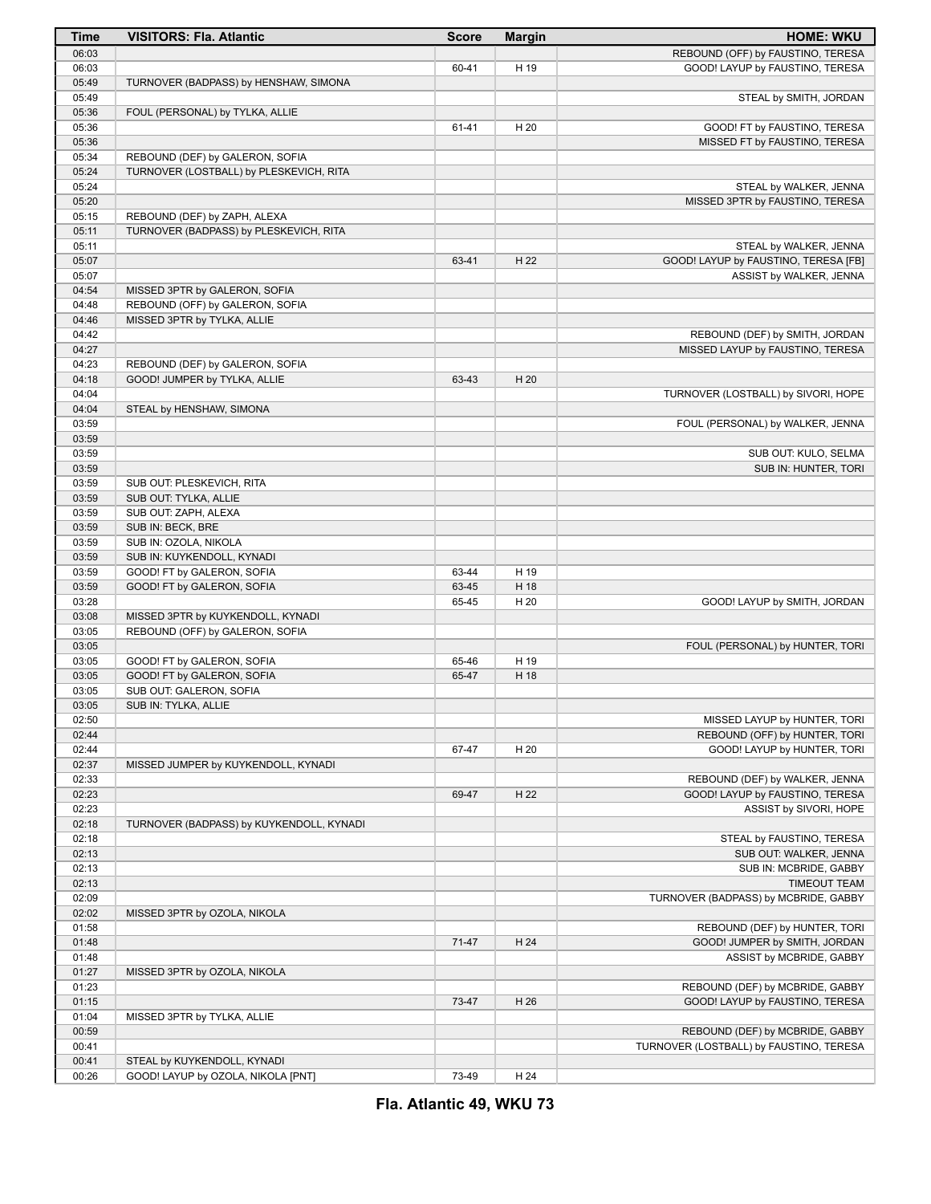| Time | VISITORS: Fla. Atlantic | Score | Margin | HOME: WKU |
|---|---|---|---|---|
| 06:03 | | | | REBOUND (OFF) by FAUSTINO, TERESA |
| 06:03 | | 60-41 | H 19 | GOOD! LAYUP by FAUSTINO, TERESA |
| 05:49 | TURNOVER (BADPASS) by HENSHAW, SIMONA | | | |
| 05:49 | | | | STEAL by SMITH, JORDAN |
| 05:36 | FOUL (PERSONAL) by TYLKA, ALLIE | | | |
| 05:36 | | 61-41 | H 20 | GOOD! FT by FAUSTINO, TERESA |
| 05:36 | | | | MISSED FT by FAUSTINO, TERESA |
| 05:34 | REBOUND (DEF) by GALERON, SOFIA | | | |
| 05:24 | TURNOVER (LOSTBALL) by PLESKEVICH, RITA | | | |
| 05:24 | | | | STEAL by WALKER, JENNA |
| 05:20 | | | | MISSED 3PTR by FAUSTINO, TERESA |
| 05:15 | REBOUND (DEF) by ZAPH, ALEXA | | | |
| 05:11 | TURNOVER (BADPASS) by PLESKEVICH, RITA | | | |
| 05:11 | | | | STEAL by WALKER, JENNA |
| 05:07 | | 63-41 | H 22 | GOOD! LAYUP by FAUSTINO, TERESA [FB] |
| 05:07 | | | | ASSIST by WALKER, JENNA |
| 04:54 | MISSED 3PTR by GALERON, SOFIA | | | |
| 04:48 | REBOUND (OFF) by GALERON, SOFIA | | | |
| 04:46 | MISSED 3PTR by TYLKA, ALLIE | | | |
| 04:42 | | | | REBOUND (DEF) by SMITH, JORDAN |
| 04:27 | | | | MISSED LAYUP by FAUSTINO, TERESA |
| 04:23 | REBOUND (DEF) by GALERON, SOFIA | | | |
| 04:18 | GOOD! JUMPER by TYLKA, ALLIE | 63-43 | H 20 | |
| 04:04 | | | | TURNOVER (LOSTBALL) by SIVORI, HOPE |
| 04:04 | STEAL by HENSHAW, SIMONA | | | |
| 03:59 | | | | FOUL (PERSONAL) by WALKER, JENNA |
| 03:59 | | | | |
| 03:59 | | | | SUB OUT: KULO, SELMA |
| 03:59 | | | | SUB IN: HUNTER, TORI |
| 03:59 | SUB OUT: PLESKEVICH, RITA | | | |
| 03:59 | SUB OUT: TYLKA, ALLIE | | | |
| 03:59 | SUB OUT: ZAPH, ALEXA | | | |
| 03:59 | SUB IN: BECK, BRE | | | |
| 03:59 | SUB IN: OZOLA, NIKOLA | | | |
| 03:59 | SUB IN: KUYKENDOLL, KYNADI | | | |
| 03:59 | GOOD! FT by GALERON, SOFIA | 63-44 | H 19 | |
| 03:59 | GOOD! FT by GALERON, SOFIA | 63-45 | H 18 | |
| 03:28 | | 65-45 | H 20 | GOOD! LAYUP by SMITH, JORDAN |
| 03:08 | MISSED 3PTR by KUYKENDOLL, KYNADI | | | |
| 03:05 | REBOUND (OFF) by GALERON, SOFIA | | | |
| 03:05 | | | | FOUL (PERSONAL) by HUNTER, TORI |
| 03:05 | GOOD! FT by GALERON, SOFIA | 65-46 | H 19 | |
| 03:05 | GOOD! FT by GALERON, SOFIA | 65-47 | H 18 | |
| 03:05 | SUB OUT: GALERON, SOFIA | | | |
| 03:05 | SUB IN: TYLKA, ALLIE | | | |
| 02:50 | | | | MISSED LAYUP by HUNTER, TORI |
| 02:44 | | | | REBOUND (OFF) by HUNTER, TORI |
| 02:44 | | 67-47 | H 20 | GOOD! LAYUP by HUNTER, TORI |
| 02:37 | MISSED JUMPER by KUYKENDOLL, KYNADI | | | |
| 02:33 | | | | REBOUND (DEF) by WALKER, JENNA |
| 02:23 | | 69-47 | H 22 | GOOD! LAYUP by FAUSTINO, TERESA |
| 02:23 | | | | ASSIST by SIVORI, HOPE |
| 02:18 | TURNOVER (BADPASS) by KUYKENDOLL, KYNADI | | | |
| 02:18 | | | | STEAL by FAUSTINO, TERESA |
| 02:13 | | | | SUB OUT: WALKER, JENNA |
| 02:13 | | | | SUB IN: MCBRIDE, GABBY |
| 02:13 | | | | TIMEOUT TEAM |
| 02:09 | | | | TURNOVER (BADPASS) by MCBRIDE, GABBY |
| 02:02 | MISSED 3PTR by OZOLA, NIKOLA | | | |
| 01:58 | | | | REBOUND (DEF) by HUNTER, TORI |
| 01:48 | | 71-47 | H 24 | GOOD! JUMPER by SMITH, JORDAN |
| 01:48 | | | | ASSIST by MCBRIDE, GABBY |
| 01:27 | MISSED 3PTR by OZOLA, NIKOLA | | | |
| 01:23 | | | | REBOUND (DEF) by MCBRIDE, GABBY |
| 01:15 | | 73-47 | H 26 | GOOD! LAYUP by FAUSTINO, TERESA |
| 01:04 | MISSED 3PTR by TYLKA, ALLIE | | | |
| 00:59 | | | | REBOUND (DEF) by MCBRIDE, GABBY |
| 00:41 | | | | TURNOVER (LOSTBALL) by FAUSTINO, TERESA |
| 00:41 | STEAL by KUYKENDOLL, KYNADI | | | |
| 00:26 | GOOD! LAYUP by OZOLA, NIKOLA [PNT] | 73-49 | H 24 | |

**Fla. Atlantic 49, WKU 73**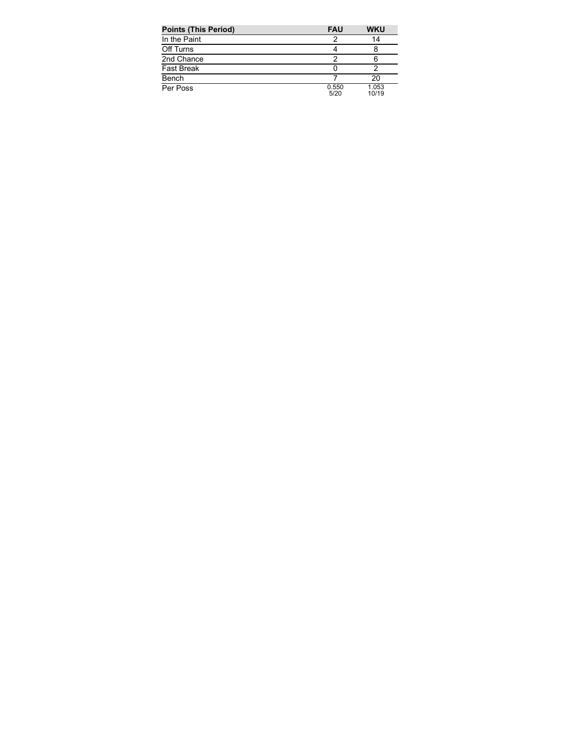| Points (This Period) | FAU | WKU |
| --- | --- | --- |
| In the Paint | 2 | 14 |
| Off Turns | 4 | 8 |
| 2nd Chance | 2 | 6 |
| Fast Break | 0 | 2 |
| Bench | 7 | 20 |
| Per Poss | 0.550 5/20 | 1.053 10/19 |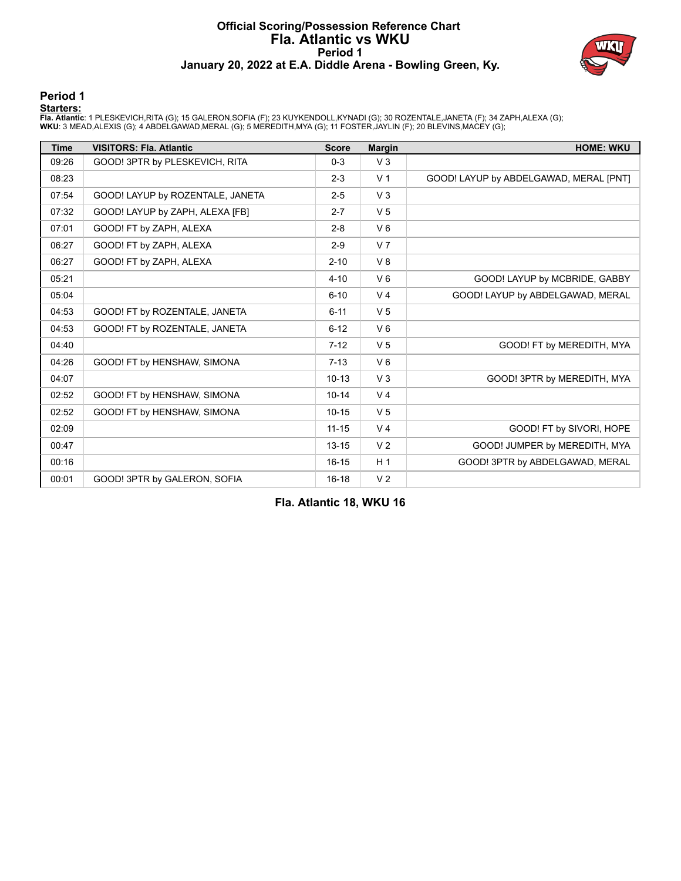# Official Scoring/Possession Reference Chart
# Fla. Atlantic vs WKU
## Period 1
### January 20, 2022 at E.A. Diddle Arena - Bowling Green, Ky.

## Period 1

**Starters:**

**Fla. Atlantic**: 1 PLESKEVICH,RITA (G); 15 GALERON,SOFIA (F); 23 KUYKENDOLL,KYNADI (G); 30 ROZENTALE,JANETA (F); 34 ZAPH,ALEXA (G);
**WKU**: 3 MEAD,ALEXIS (G); 4 ABDELGAWAD,MERAL (G); 5 MEREDITH,MYA (G); 11 FOSTER,JAYLIN (F); 20 BLEVINS,MACEY (G);

| Time | VISITORS: Fla. Atlantic | Score | Margin | HOME: WKU |
|---|---|---|---|---|
| 09:26 | GOOD! 3PTR by PLESKEVICH, RITA | 0-3 | V 3 | |
| 08:23 | | 2-3 | V 1 | GOOD! LAYUP by ABDELGAWAD, MERAL [PNT] |
| 07:54 | GOOD! LAYUP by ROZENTALE, JANETA | 2-5 | V 3 | |
| 07:32 | GOOD! LAYUP by ZAPH, ALEXA [FB] | 2-7 | V 5 | |
| 07:01 | GOOD! FT by ZAPH, ALEXA | 2-8 | V 6 | |
| 06:27 | GOOD! FT by ZAPH, ALEXA | 2-9 | V 7 | |
| 06:27 | GOOD! FT by ZAPH, ALEXA | 2-10 | V 8 | |
| 05:21 | | 4-10 | V 6 | GOOD! LAYUP by MCBRIDE, GABBY |
| 05:04 | | 6-10 | V 4 | GOOD! LAYUP by ABDELGAWAD, MERAL |
| 04:53 | GOOD! FT by ROZENTALE, JANETA | 6-11 | V 5 | |
| 04:53 | GOOD! FT by ROZENTALE, JANETA | 6-12 | V 6 | |
| 04:40 | | 7-12 | V 5 | GOOD! FT by MEREDITH, MYA |
| 04:26 | GOOD! FT by HENSHAW, SIMONA | 7-13 | V 6 | |
| 04:07 | | 10-13 | V 3 | GOOD! 3PTR by MEREDITH, MYA |
| 02:52 | GOOD! FT by HENSHAW, SIMONA | 10-14 | V 4 | |
| 02:52 | GOOD! FT by HENSHAW, SIMONA | 10-15 | V 5 | |
| 02:09 | | 11-15 | V 4 | GOOD! FT by SIVORI, HOPE |
| 00:47 | | 13-15 | V 2 | GOOD! JUMPER by MEREDITH, MYA |
| 00:16 | | 16-15 | H 1 | GOOD! 3PTR by ABDELGAWAD, MERAL |
| 00:01 | GOOD! 3PTR by GALERON, SOFIA | 16-18 | V 2 | |

**Fla. Atlantic 18, WKU 16**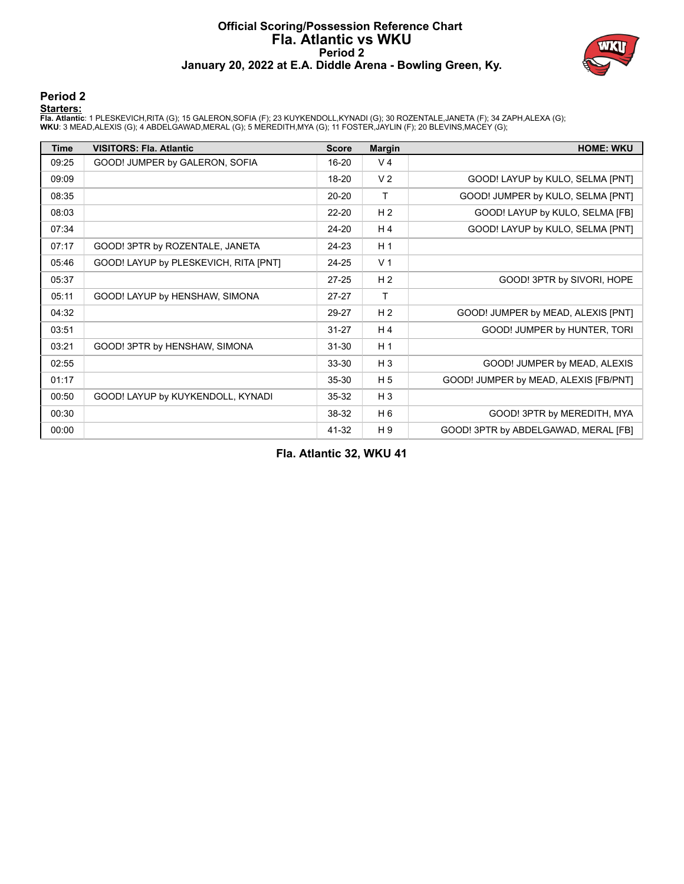# Official Scoring/Possession Reference Chart
# Fla. Atlantic vs WKU
## Period 2
### January 20, 2022 at E.A. Diddle Arena - Bowling Green, Ky.

## Period 2

**Starters:**

**Fla. Atlantic**: 1 PLESKEVICH,RITA (G); 15 GALERON,SOFIA (F); 23 KUYKENDOLL,KYNADI (G); 30 ROZENTALE,JANETA (F); 34 ZAPH,ALEXA (G);
**WKU**: 3 MEAD,ALEXIS (G); 4 ABDELGAWAD,MERAL (G); 5 MEREDITH,MYA (G); 11 FOSTER,JAYLIN (F); 20 BLEVINS,MACEY (G);

| Time | VISITORS: Fla. Atlantic | Score | Margin | HOME: WKU |
|---|---|---|---|---|
| 09:25 | GOOD! JUMPER by GALERON, SOFIA | 16-20 | V 4 | |
| 09:09 | | 18-20 | V 2 | GOOD! LAYUP by KULO, SELMA [PNT] |
| 08:35 | | 20-20 | T | GOOD! JUMPER by KULO, SELMA [PNT] |
| 08:03 | | 22-20 | H 2 | GOOD! LAYUP by KULO, SELMA [FB] |
| 07:34 | | 24-20 | H 4 | GOOD! LAYUP by KULO, SELMA [PNT] |
| 07:17 | GOOD! 3PTR by ROZENTALE, JANETA | 24-23 | H 1 | |
| 05:46 | GOOD! LAYUP by PLESKEVICH, RITA [PNT] | 24-25 | V 1 | |
| 05:37 | | 27-25 | H 2 | GOOD! 3PTR by SIVORI, HOPE |
| 05:11 | GOOD! LAYUP by HENSHAW, SIMONA | 27-27 | T | |
| 04:32 | | 29-27 | H 2 | GOOD! JUMPER by MEAD, ALEXIS [PNT] |
| 03:51 | | 31-27 | H 4 | GOOD! JUMPER by HUNTER, TORI |
| 03:21 | GOOD! 3PTR by HENSHAW, SIMONA | 31-30 | H 1 | |
| 02:55 | | 33-30 | H 3 | GOOD! JUMPER by MEAD, ALEXIS |
| 01:17 | | 35-30 | H 5 | GOOD! JUMPER by MEAD, ALEXIS [FB/PNT] |
| 00:50 | GOOD! LAYUP by KUYKENDOLL, KYNADI | 35-32 | H 3 | |
| 00:30 | | 38-32 | H 6 | GOOD! 3PTR by MEREDITH, MYA |
| 00:00 | | 41-32 | H 9 | GOOD! 3PTR by ABDELGAWAD, MERAL [FB] |

**Fla. Atlantic 32, WKU 41**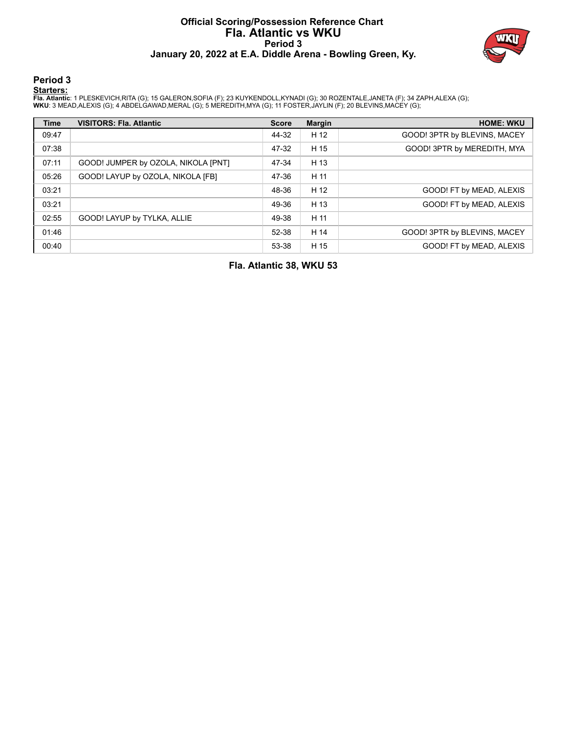# Official Scoring/Possession Reference Chart
## Fla. Atlantic vs WKU
### Period 3
### January 20, 2022 at E.A. Diddle Arena - Bowling Green, Ky.

## Period 3

**Starters:**

**Fla. Atlantic**: 1 PLESKEVICH,RITA (G); 15 GALERON,SOFIA (F); 23 KUYKENDOLL,KYNADI (G); 30 ROZENTALE,JANETA (F); 34 ZAPH,ALEXA (G);
**WKU**: 3 MEAD,ALEXIS (G); 4 ABDELGAWAD,MERAL (G); 5 MEREDITH,MYA (G); 11 FOSTER,JAYLIN (F); 20 BLEVINS,MACEY (G);

| Time | VISITORS: Fla. Atlantic | Score | Margin | HOME: WKU |
|---|---|---|---|---|
| 09:47 | | 44-32 | H 12 | GOOD! 3PTR by BLEVINS, MACEY |
| 07:38 | | 47-32 | H 15 | GOOD! 3PTR by MEREDITH, MYA |
| 07:11 | GOOD! JUMPER by OZOLA, NIKOLA [PNT] | 47-34 | H 13 | |
| 05:26 | GOOD! LAYUP by OZOLA, NIKOLA [FB] | 47-36 | H 11 | |
| 03:21 | | 48-36 | H 12 | GOOD! FT by MEAD, ALEXIS |
| 03:21 | | 49-36 | H 13 | GOOD! FT by MEAD, ALEXIS |
| 02:55 | GOOD! LAYUP by TYLKA, ALLIE | 49-38 | H 11 | |
| 01:46 | | 52-38 | H 14 | GOOD! 3PTR by BLEVINS, MACEY |
| 00:40 | | 53-38 | H 15 | GOOD! FT by MEAD, ALEXIS |

**Fla. Atlantic 38, WKU 53**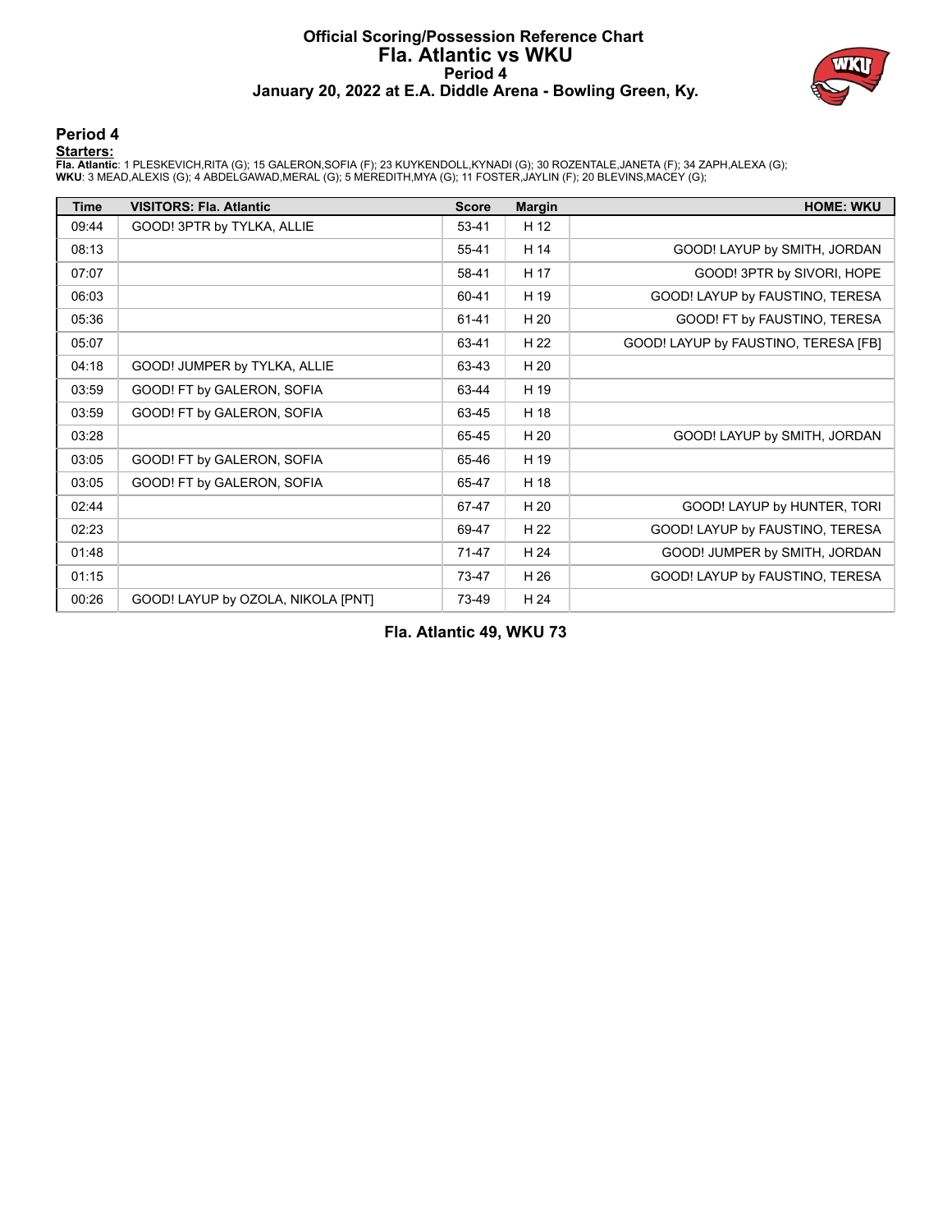# Official Scoring/Possession Reference Chart
# Fla. Atlantic vs WKU
## Period 4
### January 20, 2022 at E.A. Diddle Arena - Bowling Green, Ky.

## Period 4

**Starters:**

**Fla. Atlantic**: 1 PLESKEVICH,RITA (G); 15 GALERON,SOFIA (F); 23 KUYKENDOLL,KYNADI (G); 30 ROZENTALE,JANETA (F); 34 ZAPH,ALEXA (G);
**WKU**: 3 MEAD,ALEXIS (G); 4 ABDELGAWAD,MERAL (G); 5 MEREDITH,MYA (G); 11 FOSTER,JAYLIN (F); 20 BLEVINS,MACEY (G);

| Time | VISITORS: Fla. Atlantic | Score | Margin | HOME: WKU |
|---|---|---|---|---|
| 09:44 | GOOD! 3PTR by TYLKA, ALLIE | 53-41 | H 12 | |
| 08:13 | | 55-41 | H 14 | GOOD! LAYUP by SMITH, JORDAN |
| 07:07 | | 58-41 | H 17 | GOOD! 3PTR by SIVORI, HOPE |
| 06:03 | | 60-41 | H 19 | GOOD! LAYUP by FAUSTINO, TERESA |
| 05:36 | | 61-41 | H 20 | GOOD! FT by FAUSTINO, TERESA |
| 05:07 | | 63-41 | H 22 | GOOD! LAYUP by FAUSTINO, TERESA [FB] |
| 04:18 | GOOD! JUMPER by TYLKA, ALLIE | 63-43 | H 20 | |
| 03:59 | GOOD! FT by GALERON, SOFIA | 63-44 | H 19 | |
| 03:59 | GOOD! FT by GALERON, SOFIA | 63-45 | H 18 | |
| 03:28 | | 65-45 | H 20 | GOOD! LAYUP by SMITH, JORDAN |
| 03:05 | GOOD! FT by GALERON, SOFIA | 65-46 | H 19 | |
| 03:05 | GOOD! FT by GALERON, SOFIA | 65-47 | H 18 | |
| 02:44 | | 67-47 | H 20 | GOOD! LAYUP by HUNTER, TORI |
| 02:23 | | 69-47 | H 22 | GOOD! LAYUP by FAUSTINO, TERESA |
| 01:48 | | 71-47 | H 24 | GOOD! JUMPER by SMITH, JORDAN |
| 01:15 | | 73-47 | H 26 | GOOD! LAYUP by FAUSTINO, TERESA |
| 00:26 | GOOD! LAYUP by OZOLA, NIKOLA [PNT] | 73-49 | H 24 | |

**Fla. Atlantic 49, WKU 73**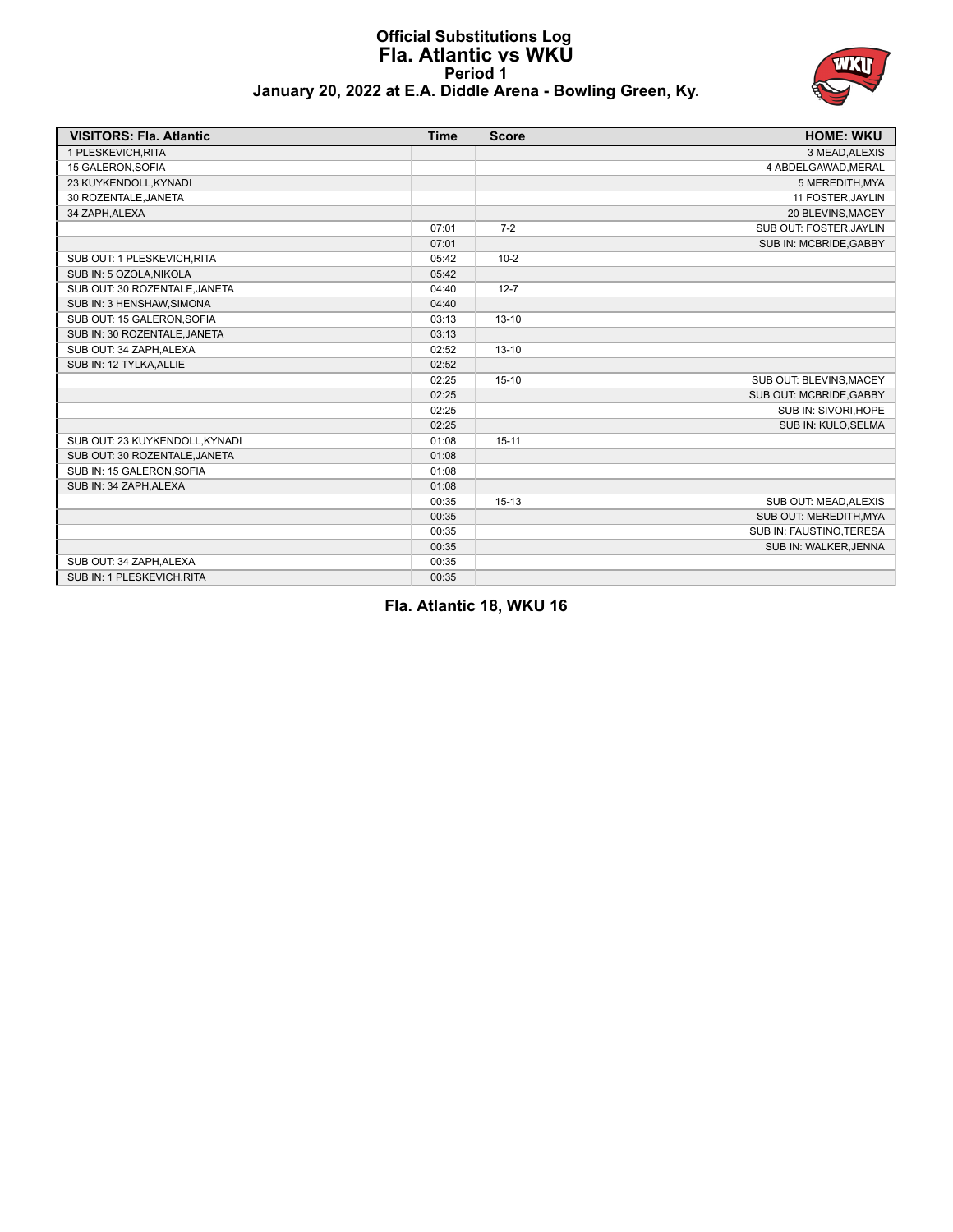# Official Substitutions Log
## Fla. Atlantic vs WKU
### Period 1
### January 20, 2022 at E.A. Diddle Arena - Bowling Green, Ky.

| VISITORS: Fla. Atlantic | Time | Score | HOME: WKU |
|---|---|---|---|
| 1 PLESKEVICH,RITA | | | 3 MEAD,ALEXIS |
| 15 GALERON,SOFIA | | | 4 ABDELGAWAD,MERAL |
| 23 KUYKENDOLL,KYNADI | | | 5 MEREDITH,MYA |
| 30 ROZENTALE,JANETA | | | 11 FOSTER,JAYLIN |
| 34 ZAPH,ALEXA | | | 20 BLEVINS,MACEY |
| | 07:01 | 7-2 | SUB OUT: FOSTER,JAYLIN |
| | 07:01 | | SUB IN: MCBRIDE,GABBY |
| SUB OUT: 1 PLESKEVICH,RITA | 05:42 | 10-2 | |
| SUB IN: 5 OZOLA,NIKOLA | 05:42 | | |
| SUB OUT: 30 ROZENTALE,JANETA | 04:40 | 12-7 | |
| SUB IN: 3 HENSHAW,SIMONA | 04:40 | | |
| SUB OUT: 15 GALERON,SOFIA | 03:13 | 13-10 | |
| SUB IN: 30 ROZENTALE,JANETA | 03:13 | | |
| SUB OUT: 34 ZAPH,ALEXA | 02:52 | 13-10 | |
| SUB IN: 12 TYLKA,ALLIE | 02:52 | | |
| | 02:25 | 15-10 | SUB OUT: BLEVINS,MACEY |
| | 02:25 | | SUB OUT: MCBRIDE,GABBY |
| | 02:25 | | SUB IN: SIVORI,HOPE |
| | 02:25 | | SUB IN: KULO,SELMA |
| SUB OUT: 23 KUYKENDOLL,KYNADI | 01:08 | 15-11 | |
| SUB OUT: 30 ROZENTALE,JANETA | 01:08 | | |
| SUB IN: 15 GALERON,SOFIA | 01:08 | | |
| SUB IN: 34 ZAPH,ALEXA | 01:08 | | |
| | 00:35 | 15-13 | SUB OUT: MEAD,ALEXIS |
| | 00:35 | | SUB OUT: MEREDITH,MYA |
| | 00:35 | | SUB IN: FAUSTINO,TERESA |
| | 00:35 | | SUB IN: WALKER,JENNA |
| SUB OUT: 34 ZAPH,ALEXA | 00:35 | | |
| SUB IN: 1 PLESKEVICH,RITA | 00:35 | | |

**Fla. Atlantic 18, WKU 16**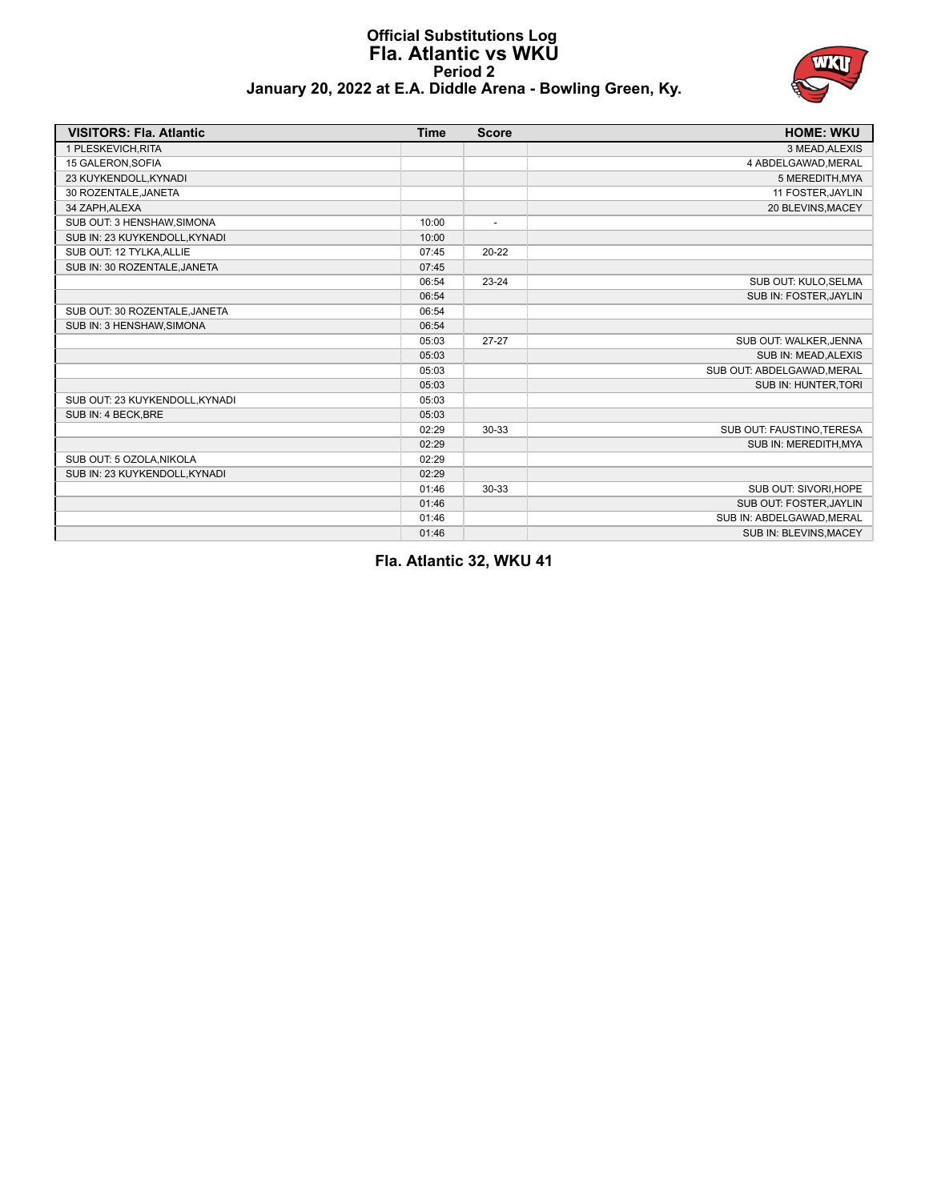# Official Substitutions Log
## Fla. Atlantic vs WKU
### Period 2
### January 20, 2022 at E.A. Diddle Arena - Bowling Green, Ky.

| VISITORS: Fla. Atlantic | Time | Score | HOME: WKU |
|---|---|---|---|
| 1 PLESKEVICH,RITA | | | 3 MEAD,ALEXIS |
| 15 GALERON,SOFIA | | | 4 ABDELGAWAD,MERAL |
| 23 KUYKENDOLL,KYNADI | | | 5 MEREDITH,MYA |
| 30 ROZENTALE,JANETA | | | 11 FOSTER,JAYLIN |
| 34 ZAPH,ALEXA | | | 20 BLEVINS,MACEY |
| SUB OUT: 3 HENSHAW,SIMONA | 10:00 | - | |
| SUB IN: 23 KUYKENDOLL,KYNADI | 10:00 | | |
| SUB OUT: 12 TYLKA,ALLIE | 07:45 | 20-22 | |
| SUB IN: 30 ROZENTALE,JANETA | 07:45 | | |
| | 06:54 | 23-24 | SUB OUT: KULO,SELMA |
| | 06:54 | | SUB IN: FOSTER,JAYLIN |
| SUB OUT: 30 ROZENTALE,JANETA | 06:54 | | |
| SUB IN: 3 HENSHAW,SIMONA | 06:54 | | |
| | 05:03 | 27-27 | SUB OUT: WALKER,JENNA |
| | 05:03 | | SUB IN: MEAD,ALEXIS |
| | 05:03 | | SUB OUT: ABDELGAWAD,MERAL |
| | 05:03 | | SUB IN: HUNTER,TORI |
| SUB OUT: 23 KUYKENDOLL,KYNADI | 05:03 | | |
| SUB IN: 4 BECK,BRE | 05:03 | | |
| | 02:29 | 30-33 | SUB OUT: FAUSTINO,TERESA |
| | 02:29 | | SUB IN: MEREDITH,MYA |
| SUB OUT: 5 OZOLA,NIKOLA | 02:29 | | |
| SUB IN: 23 KUYKENDOLL,KYNADI | 02:29 | | |
| | 01:46 | 30-33 | SUB OUT: SIVORI,HOPE |
| | 01:46 | | SUB OUT: FOSTER,JAYLIN |
| | 01:46 | | SUB IN: ABDELGAWAD,MERAL |
| | 01:46 | | SUB IN: BLEVINS,MACEY |

**Fla. Atlantic 32, WKU 41**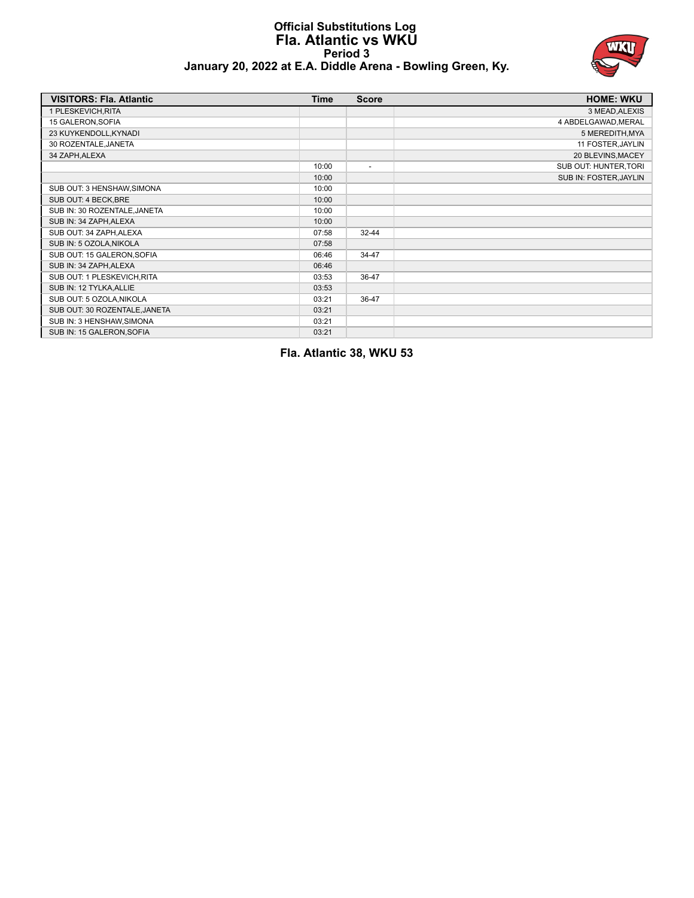# Official Substitutions Log
## Fla. Atlantic vs WKU
### Period 3
### January 20, 2022 at E.A. Diddle Arena - Bowling Green, Ky.

| VISITORS: Fla. Atlantic | Time | Score | HOME: WKU |
|---|---|---|---|
| 1 PLESKEVICH,RITA | | | 3 MEAD,ALEXIS |
| 15 GALERON,SOFIA | | | 4 ABDELGAWAD,MERAL |
| 23 KUYKENDOLL,KYNADI | | | 5 MEREDITH,MYA |
| 30 ROZENTALE,JANETA | | | 11 FOSTER,JAYLIN |
| 34 ZAPH,ALEXA | | | 20 BLEVINS,MACEY |
| | 10:00 | - | SUB OUT: HUNTER,TORI |
| | 10:00 | | SUB IN: FOSTER,JAYLIN |
| SUB OUT: 3 HENSHAW,SIMONA | 10:00 | | |
| SUB OUT: 4 BECK,BRE | 10:00 | | |
| SUB IN: 30 ROZENTALE,JANETA | 10:00 | | |
| SUB IN: 34 ZAPH,ALEXA | 10:00 | | |
| SUB OUT: 34 ZAPH,ALEXA | 07:58 | 32-44 | |
| SUB IN: 5 OZOLA,NIKOLA | 07:58 | | |
| SUB OUT: 15 GALERON,SOFIA | 06:46 | 34-47 | |
| SUB IN: 34 ZAPH,ALEXA | 06:46 | | |
| SUB OUT: 1 PLESKEVICH,RITA | 03:53 | 36-47 | |
| SUB IN: 12 TYLKA,ALLIE | 03:53 | | |
| SUB OUT: 5 OZOLA,NIKOLA | 03:21 | 36-47 | |
| SUB OUT: 30 ROZENTALE,JANETA | 03:21 | | |
| SUB IN: 3 HENSHAW,SIMONA | 03:21 | | |
| SUB IN: 15 GALERON,SOFIA | 03:21 | | |

**Fla. Atlantic 38, WKU 53**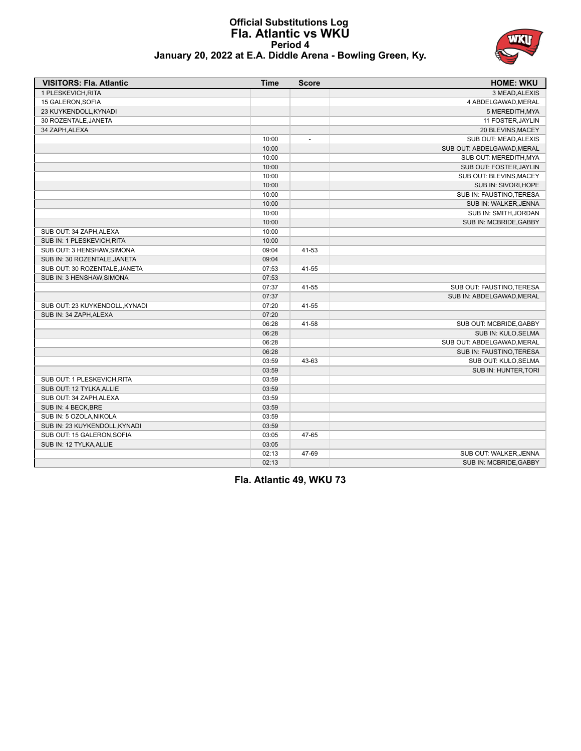# Official Substitutions Log
## Fla. Atlantic vs WKU
### Period 4
### January 20, 2022 at E.A. Diddle Arena - Bowling Green, Ky.

| VISITORS: Fla. Atlantic | Time | Score | HOME: WKU |
|---|---|---|---|
| 1 PLESKEVICH,RITA | | | 3 MEAD,ALEXIS |
| 15 GALERON,SOFIA | | | 4 ABDELGAWAD,MERAL |
| 23 KUYKENDOLL,KYNADI | | | 5 MEREDITH,MYA |
| 30 ROZENTALE,JANETA | | | 11 FOSTER,JAYLIN |
| 34 ZAPH,ALEXA | | | 20 BLEVINS,MACEY |
| | 10:00 | - | SUB OUT: MEAD,ALEXIS |
| | 10:00 | | SUB OUT: ABDELGAWAD,MERAL |
| | 10:00 | | SUB OUT: MEREDITH,MYA |
| | 10:00 | | SUB OUT: FOSTER,JAYLIN |
| | 10:00 | | SUB OUT: BLEVINS,MACEY |
| | 10:00 | | SUB IN: SIVORI,HOPE |
| | 10:00 | | SUB IN: FAUSTINO,TERESA |
| | 10:00 | | SUB IN: WALKER,JENNA |
| | 10:00 | | SUB IN: SMITH,JORDAN |
| | 10:00 | | SUB IN: MCBRIDE,GABBY |
| SUB OUT: 34 ZAPH,ALEXA | 10:00 | | |
| SUB IN: 1 PLESKEVICH,RITA | 10:00 | | |
| SUB OUT: 3 HENSHAW,SIMONA | 09:04 | 41-53 | |
| SUB IN: 30 ROZENTALE,JANETA | 09:04 | | |
| SUB OUT: 30 ROZENTALE,JANETA | 07:53 | 41-55 | |
| SUB IN: 3 HENSHAW,SIMONA | 07:53 | | |
| | 07:37 | 41-55 | SUB OUT: FAUSTINO,TERESA |
| | 07:37 | | SUB IN: ABDELGAWAD,MERAL |
| SUB OUT: 23 KUYKENDOLL,KYNADI | 07:20 | 41-55 | |
| SUB IN: 34 ZAPH,ALEXA | 07:20 | | |
| | 06:28 | 41-58 | SUB OUT: MCBRIDE,GABBY |
| | 06:28 | | SUB IN: KULO,SELMA |
| | 06:28 | | SUB OUT: ABDELGAWAD,MERAL |
| | 06:28 | | SUB IN: FAUSTINO,TERESA |
| | 03:59 | 43-63 | SUB OUT: KULO,SELMA |
| | 03:59 | | SUB IN: HUNTER,TORI |
| SUB OUT: 1 PLESKEVICH,RITA | 03:59 | | |
| SUB OUT: 12 TYLKA,ALLIE | 03:59 | | |
| SUB OUT: 34 ZAPH,ALEXA | 03:59 | | |
| SUB IN: 4 BECK,BRE | 03:59 | | |
| SUB IN: 5 OZOLA,NIKOLA | 03:59 | | |
| SUB IN: 23 KUYKENDOLL,KYNADI | 03:59 | | |
| SUB OUT: 15 GALERON,SOFIA | 03:05 | 47-65 | |
| SUB IN: 12 TYLKA,ALLIE | 03:05 | | |
| | 02:13 | 47-69 | SUB OUT: WALKER,JENNA |
| | 02:13 | | SUB IN: MCBRIDE,GABBY |

**Fla. Atlantic 49, WKU 73**